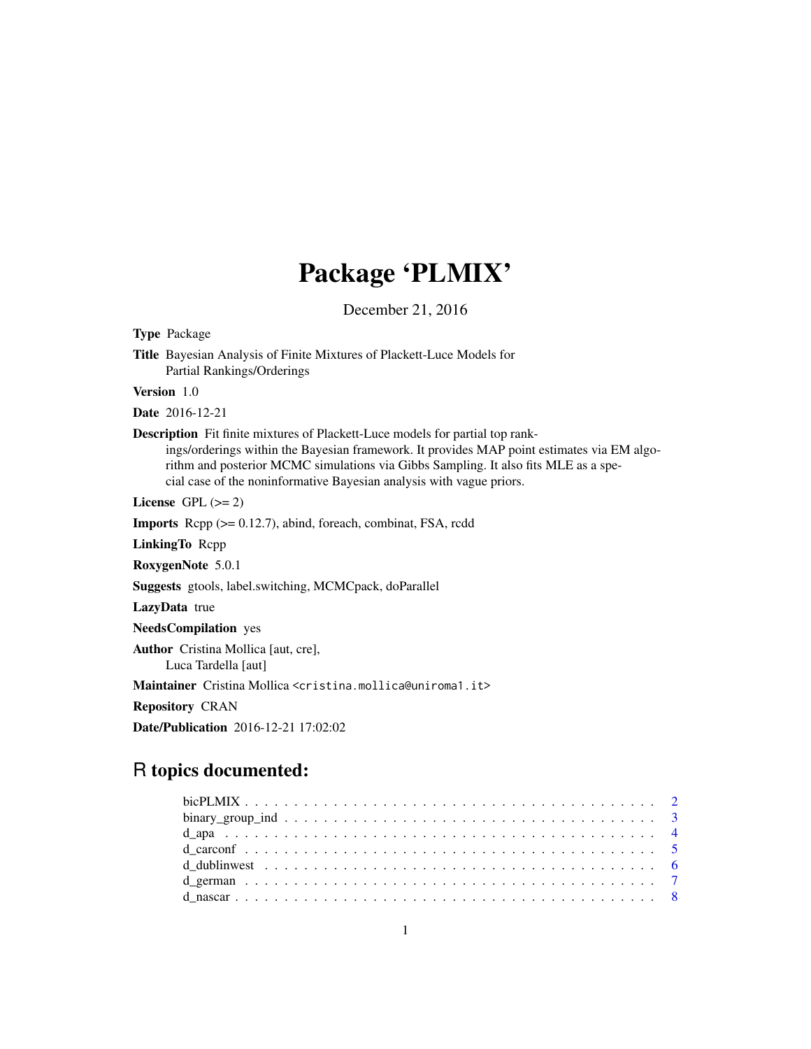# Package 'PLMIX'

December 21, 2016

**Type** Package

**Title** Bayesian Analysis of Finite Mixtures of Plackett-Luce Models for Partial Rankings/Orderings

**Version** 1.0

**Date** 2016-12-21

**Description** Fit finite mixtures of Plackett-Luce models for partial top rankings/orderings within the Bayesian framework. It provides MAP point estimates via EM algorithm and posterior MCMC simulations via Gibbs Sampling. It also fits MLE as a special case of the noninformative Bayesian analysis with vague priors.

**License** GPL (>= 2)

**Imports** Rcpp (>= 0.12.7), abind, foreach, combinat, FSA, rcdd

**LinkingTo** Rcpp

**RoxygenNote** 5.0.1

**Suggests** gtools, label.switching, MCMCpack, doParallel

**LazyData** true

**NeedsCompilation** yes

**Author** Cristina Mollica [aut, cre],
Luca Tardella [aut]

**Maintainer** Cristina Mollica <cristina.mollica@uniroma1.it>

**Repository** CRAN

**Date/Publication** 2016-12-21 17:02:02

## R topics documented:

bicPLMIX . . . . . . . . . . . . . . . . . . . . . . . . . . . . . . . . . . . . . . . . 2
binary_group_ind . . . . . . . . . . . . . . . . . . . . . . . . . . . . . . . . . . . . 3
d_apa . . . . . . . . . . . . . . . . . . . . . . . . . . . . . . . . . . . . . . . . . . 4
d_carconf . . . . . . . . . . . . . . . . . . . . . . . . . . . . . . . . . . . . . . . . 5
d_dublinwest . . . . . . . . . . . . . . . . . . . . . . . . . . . . . . . . . . . . . . 6
d_german . . . . . . . . . . . . . . . . . . . . . . . . . . . . . . . . . . . . . . . . 7
d_nascar . . . . . . . . . . . . . . . . . . . . . . . . . . . . . . . . . . . . . . . . 8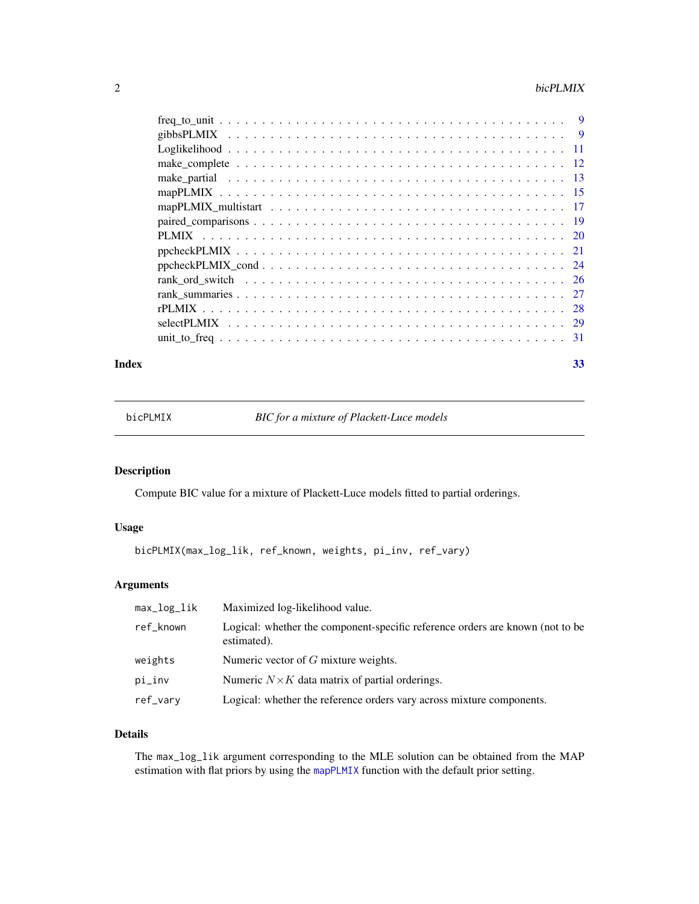freq_to_unit . . . . . . . . . . . . . . . . . . . . . . . . . . . . . . . . . . . . . . 9
gibbsPLMIX . . . . . . . . . . . . . . . . . . . . . . . . . . . . . . . . . . . . . . 9
Loglikelihood . . . . . . . . . . . . . . . . . . . . . . . . . . . . . . . . . . . . . 11
make_complete . . . . . . . . . . . . . . . . . . . . . . . . . . . . . . . . . . . . 12
make_partial . . . . . . . . . . . . . . . . . . . . . . . . . . . . . . . . . . . . . 13
mapPLMIX . . . . . . . . . . . . . . . . . . . . . . . . . . . . . . . . . . . . . . 15
mapPLMIX_multistart . . . . . . . . . . . . . . . . . . . . . . . . . . . . . . . . 17
paired_comparisons . . . . . . . . . . . . . . . . . . . . . . . . . . . . . . . . . 19
PLMIX . . . . . . . . . . . . . . . . . . . . . . . . . . . . . . . . . . . . . . . . 20
ppcheckPLMIX . . . . . . . . . . . . . . . . . . . . . . . . . . . . . . . . . . . . 21
ppcheckPLMIX_cond . . . . . . . . . . . . . . . . . . . . . . . . . . . . . . . . . 24
rank_ord_switch . . . . . . . . . . . . . . . . . . . . . . . . . . . . . . . . . . . 26
rank_summaries . . . . . . . . . . . . . . . . . . . . . . . . . . . . . . . . . . . 27
rPLMIX . . . . . . . . . . . . . . . . . . . . . . . . . . . . . . . . . . . . . . . 28
selectPLMIX . . . . . . . . . . . . . . . . . . . . . . . . . . . . . . . . . . . . . 29
unit_to_freq . . . . . . . . . . . . . . . . . . . . . . . . . . . . . . . . . . . . . 31

**Index** 33

---

bicPLMIX *BIC for a mixture of Plackett-Luce models*

---

## Description

Compute BIC value for a mixture of Plackett-Luce models fitted to partial orderings.

## Usage

```
bicPLMIX(max_log_lik, ref_known, weights, pi_inv, ref_vary)
```

## Arguments

| | |
|---|---|
| max_log_lik | Maximized log-likelihood value. |
| ref_known | Logical: whether the component-specific reference orders are known (not to be estimated). |
| weights | Numeric vector of $G$ mixture weights. |
| pi_inv | Numeric $N \times K$ data matrix of partial orderings. |
| ref_vary | Logical: whether the reference orders vary across mixture components. |

## Details

The max_log_lik argument corresponding to the MLE solution can be obtained from the MAP estimation with flat priors by using the mapPLMIX function with the default prior setting.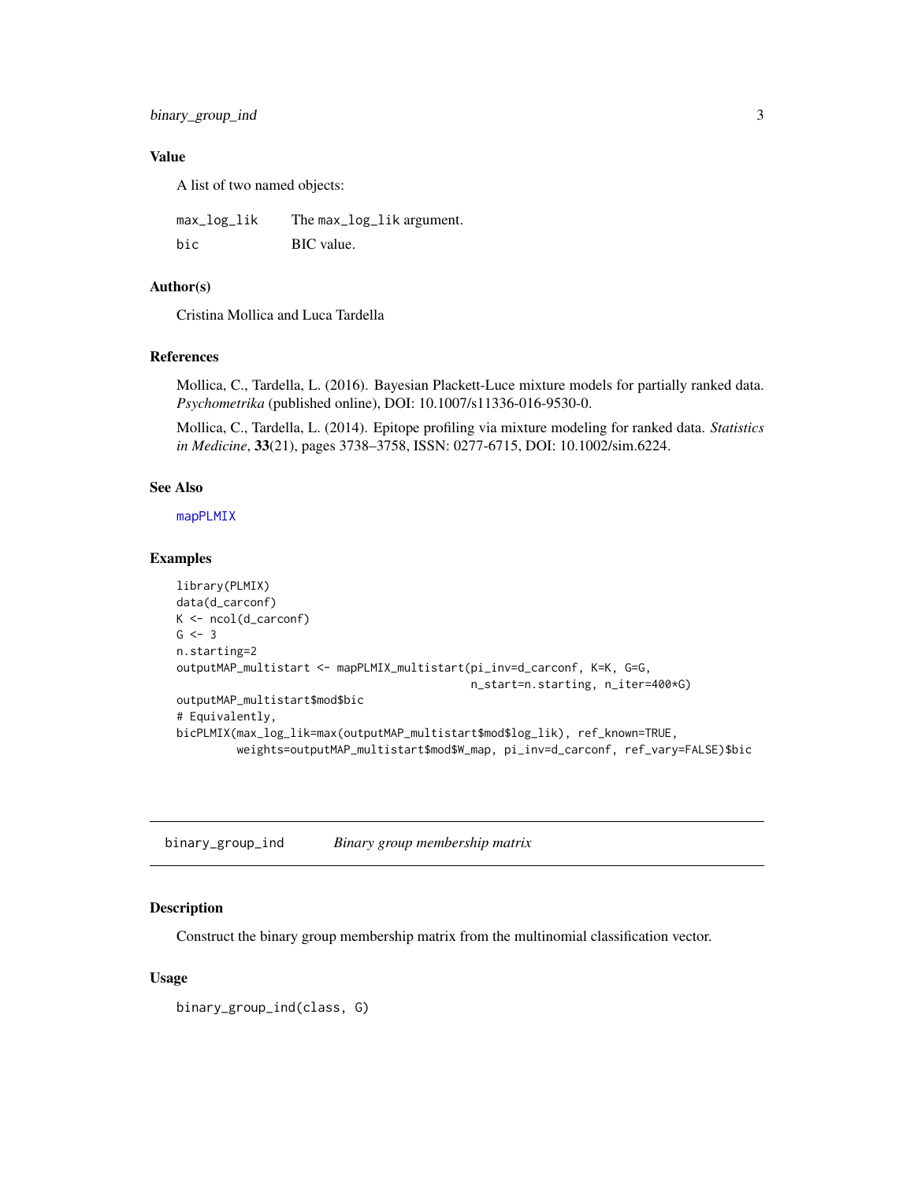### Value

A list of two named objects:

| | |
|---|---|
| max_log_lik | The max_log_lik argument. |
| bic | BIC value. |

### Author(s)

Cristina Mollica and Luca Tardella

### References

Mollica, C., Tardella, L. (2016). Bayesian Plackett-Luce mixture models for partially ranked data. *Psychometrika* (published online), DOI: 10.1007/s11336-016-9530-0.

Mollica, C., Tardella, L. (2014). Epitope profiling via mixture modeling for ranked data. *Statistics in Medicine*, **33**(21), pages 3738–3758, ISSN: 0277-6715, DOI: 10.1002/sim.6224.

### See Also

mapPLMIX

### Examples

```
library(PLMIX)
data(d_carconf)
K <- ncol(d_carconf)
G <- 3
n.starting=2
outputMAP_multistart <- mapPLMIX_multistart(pi_inv=d_carconf, K=K, G=G,
                                            n_start=n.starting, n_iter=400*G)
outputMAP_multistart$mod$bic
# Equivalently,
bicPLMIX(max_log_lik=max(outputMAP_multistart$mod$log_lik), ref_known=TRUE,
         weights=outputMAP_multistart$mod$W_map, pi_inv=d_carconf, ref_vary=FALSE)$bic
```

---

## binary_group_ind *Binary group membership matrix*

### Description

Construct the binary group membership matrix from the multinomial classification vector.

### Usage

```
binary_group_ind(class, G)
```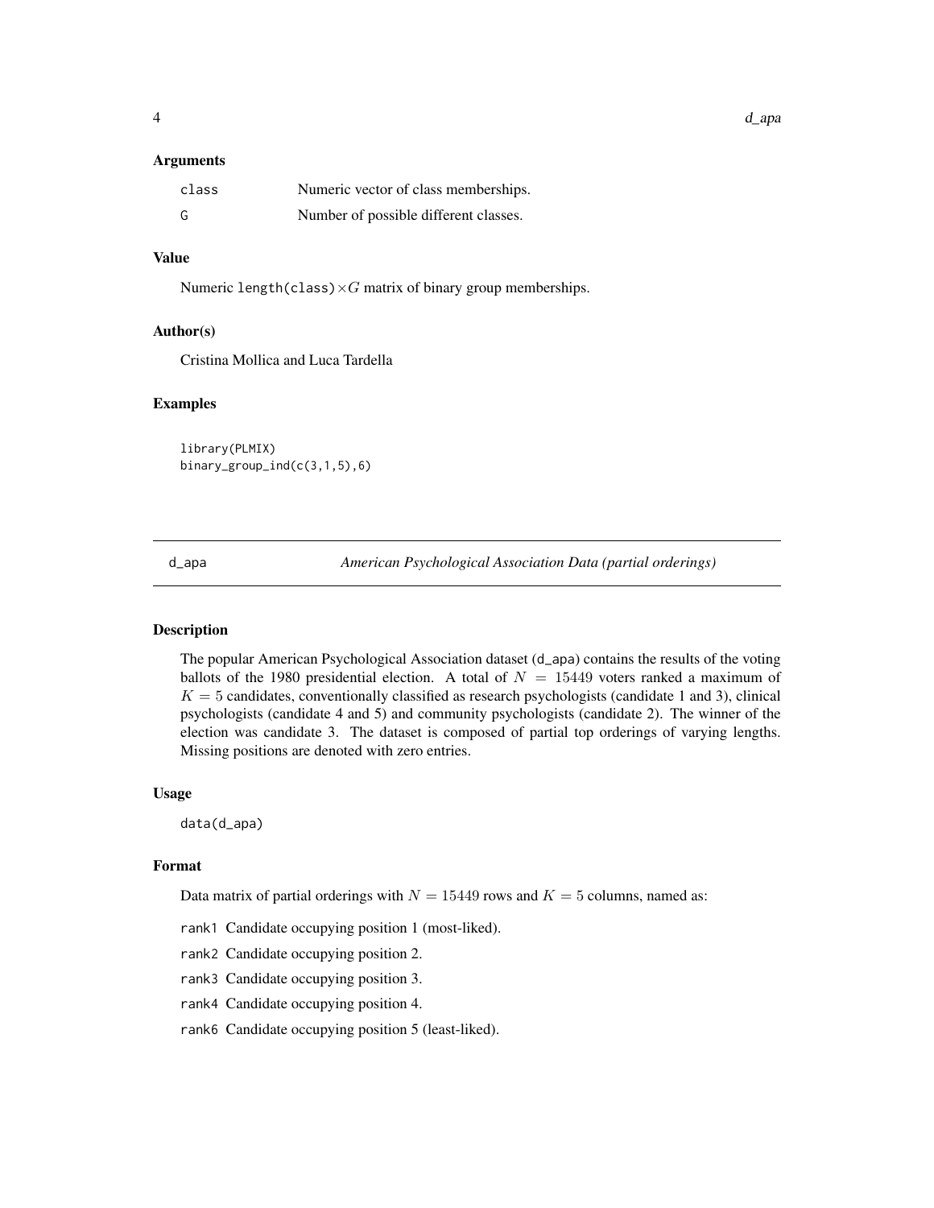### Arguments

| | |
|---|---|
| class | Numeric vector of class memberships. |
| G | Number of possible different classes. |

### Value

Numeric length(class)$\times G$ matrix of binary group memberships.

### Author(s)

Cristina Mollica and Luca Tardella

### Examples

```
library(PLMIX)
binary_group_ind(c(3,1,5),6)
```

---

## d_apa *American Psychological Association Data (partial orderings)*

---

### Description

The popular American Psychological Association dataset (d_apa) contains the results of the voting ballots of the 1980 presidential election. A total of $N = 15449$ voters ranked a maximum of $K = 5$ candidates, conventionally classified as research psychologists (candidate 1 and 3), clinical psychologists (candidate 4 and 5) and community psychologists (candidate 2). The winner of the election was candidate 3. The dataset is composed of partial top orderings of varying lengths. Missing positions are denoted with zero entries.

### Usage

```
data(d_apa)
```

### Format

Data matrix of partial orderings with $N = 15449$ rows and $K = 5$ columns, named as:

- rank1 Candidate occupying position 1 (most-liked).
- rank2 Candidate occupying position 2.
- rank3 Candidate occupying position 3.
- rank4 Candidate occupying position 4.
- rank6 Candidate occupying position 5 (least-liked).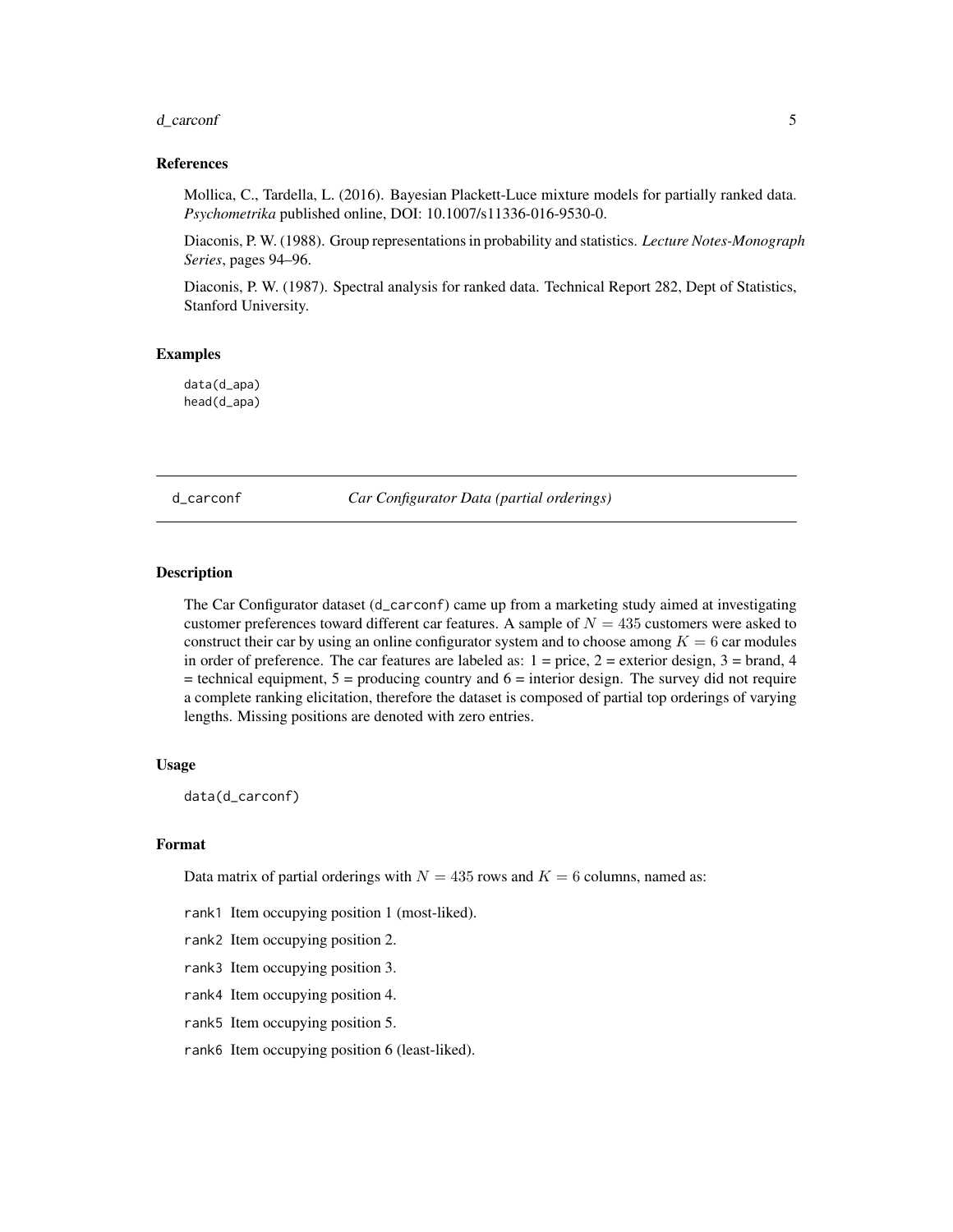### References

Mollica, C., Tardella, L. (2016). Bayesian Plackett-Luce mixture models for partially ranked data. *Psychometrika* published online, DOI: 10.1007/s11336-016-9530-0.

Diaconis, P. W. (1988). Group representations in probability and statistics. *Lecture Notes-Monograph Series*, pages 94–96.

Diaconis, P. W. (1987). Spectral analysis for ranked data. Technical Report 282, Dept of Statistics, Stanford University.

### Examples

```
data(d_apa)
head(d_apa)
```

---

## d_carconf    *Car Configurator Data (partial orderings)*

---

### Description

The Car Configurator dataset (d_carconf) came up from a marketing study aimed at investigating customer preferences toward different car features. A sample of $N = 435$ customers were asked to construct their car by using an online configurator system and to choose among $K = 6$ car modules in order of preference. The car features are labeled as: 1 = price, 2 = exterior design, 3 = brand, 4 = technical equipment, 5 = producing country and 6 = interior design. The survey did not require a complete ranking elicitation, therefore the dataset is composed of partial top orderings of varying lengths. Missing positions are denoted with zero entries.

### Usage

```
data(d_carconf)
```

### Format

Data matrix of partial orderings with $N = 435$ rows and $K = 6$ columns, named as:

- rank1 Item occupying position 1 (most-liked).
- rank2 Item occupying position 2.
- rank3 Item occupying position 3.
- rank4 Item occupying position 4.
- rank5 Item occupying position 5.
- rank6 Item occupying position 6 (least-liked).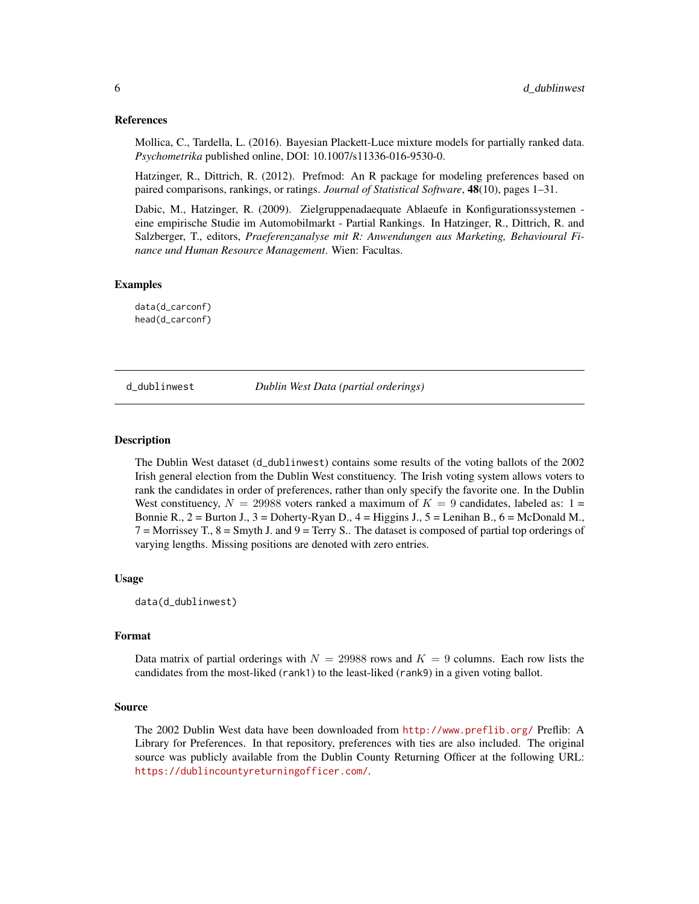### References

Mollica, C., Tardella, L. (2016). Bayesian Plackett-Luce mixture models for partially ranked data. *Psychometrika* published online, DOI: 10.1007/s11336-016-9530-0.

Hatzinger, R., Dittrich, R. (2012). Prefmod: An R package for modeling preferences based on paired comparisons, rankings, or ratings. *Journal of Statistical Software*, **48**(10), pages 1–31.

Dabic, M., Hatzinger, R. (2009). Zielgruppenadaequate Ablaeufe in Konfigurationssystemen - eine empirische Studie im Automobilmarkt - Partial Rankings. In Hatzinger, R., Dittrich, R. and Salzberger, T., editors, *Praeferenzanalyse mit R: Anwendungen aus Marketing, Behavioural Finance und Human Resource Management*. Wien: Facultas.

### Examples

```
data(d_carconf)
head(d_carconf)
```

---

## d_dublinwest — *Dublin West Data (partial orderings)*

---

### Description

The Dublin West dataset (d_dublinwest) contains some results of the voting ballots of the 2002 Irish general election from the Dublin West constituency. The Irish voting system allows voters to rank the candidates in order of preferences, rather than only specify the favorite one. In the Dublin West constituency, $N = 29988$ voters ranked a maximum of $K = 9$ candidates, labeled as: 1 = Bonnie R., 2 = Burton J., 3 = Doherty-Ryan D., 4 = Higgins J., 5 = Lenihan B., 6 = McDonald M., 7 = Morrissey T., 8 = Smyth J. and 9 = Terry S.. The dataset is composed of partial top orderings of varying lengths. Missing positions are denoted with zero entries.

### Usage

```
data(d_dublinwest)
```

### Format

Data matrix of partial orderings with $N = 29988$ rows and $K = 9$ columns. Each row lists the candidates from the most-liked (rank1) to the least-liked (rank9) in a given voting ballot.

### Source

The 2002 Dublin West data have been downloaded from http://www.preflib.org/ Preflib: A Library for Preferences. In that repository, preferences with ties are also included. The original source was publicly available from the Dublin County Returning Officer at the following URL: https://dublincountyreturningofficer.com/.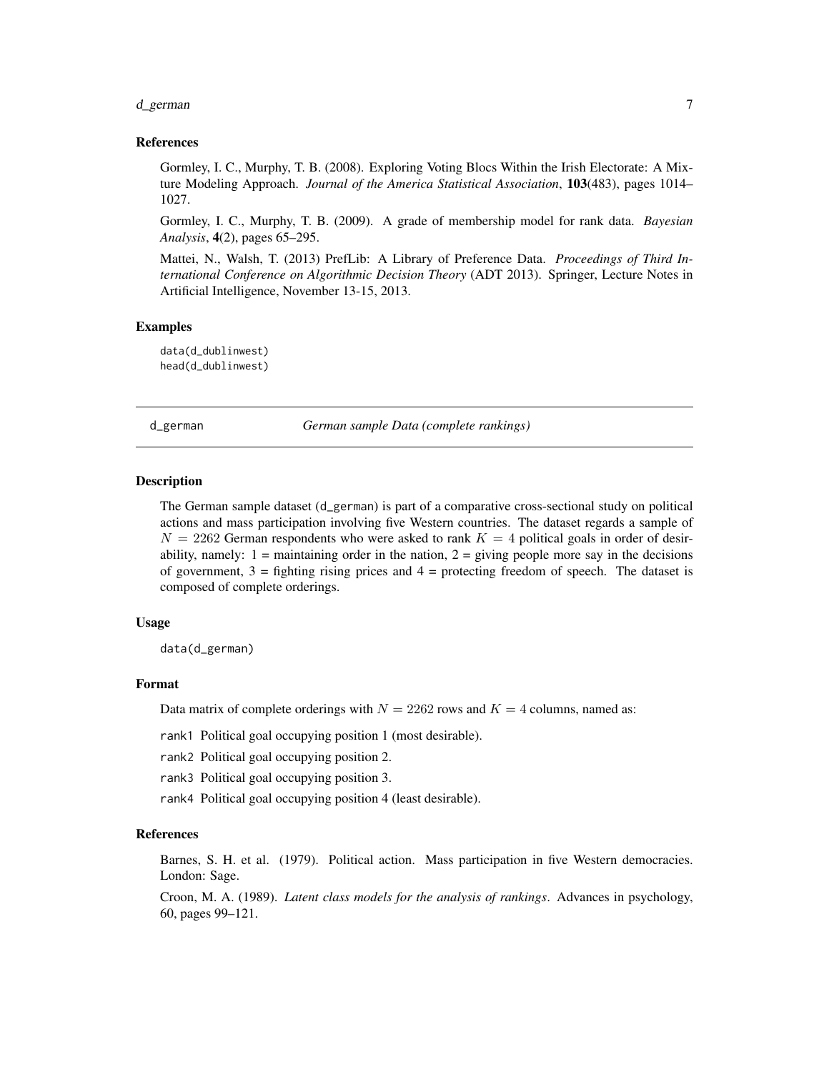### References

Gormley, I. C., Murphy, T. B. (2008). Exploring Voting Blocs Within the Irish Electorate: A Mixture Modeling Approach. *Journal of the America Statistical Association*, **103**(483), pages 1014–1027.

Gormley, I. C., Murphy, T. B. (2009). A grade of membership model for rank data. *Bayesian Analysis*, **4**(2), pages 65–295.

Mattei, N., Walsh, T. (2013) PrefLib: A Library of Preference Data. *Proceedings of Third International Conference on Algorithmic Decision Theory* (ADT 2013). Springer, Lecture Notes in Artificial Intelligence, November 13-15, 2013.

### Examples

```
data(d_dublinwest)
head(d_dublinwest)
```

---

## d_german — *German sample Data (complete rankings)*

---

### Description

The German sample dataset (d_german) is part of a comparative cross-sectional study on political actions and mass participation involving five Western countries. The dataset regards a sample of $N = 2262$ German respondents who were asked to rank $K = 4$ political goals in order of desirability, namely: 1 = maintaining order in the nation, 2 = giving people more say in the decisions of government, 3 = fighting rising prices and 4 = protecting freedom of speech. The dataset is composed of complete orderings.

### Usage

```
data(d_german)
```

### Format

Data matrix of complete orderings with $N = 2262$ rows and $K = 4$ columns, named as:

- `rank1` Political goal occupying position 1 (most desirable).
- `rank2` Political goal occupying position 2.
- `rank3` Political goal occupying position 3.
- `rank4` Political goal occupying position 4 (least desirable).

### References

Barnes, S. H. et al. (1979). Political action. Mass participation in five Western democracies. London: Sage.

Croon, M. A. (1989). *Latent class models for the analysis of rankings*. Advances in psychology, 60, pages 99–121.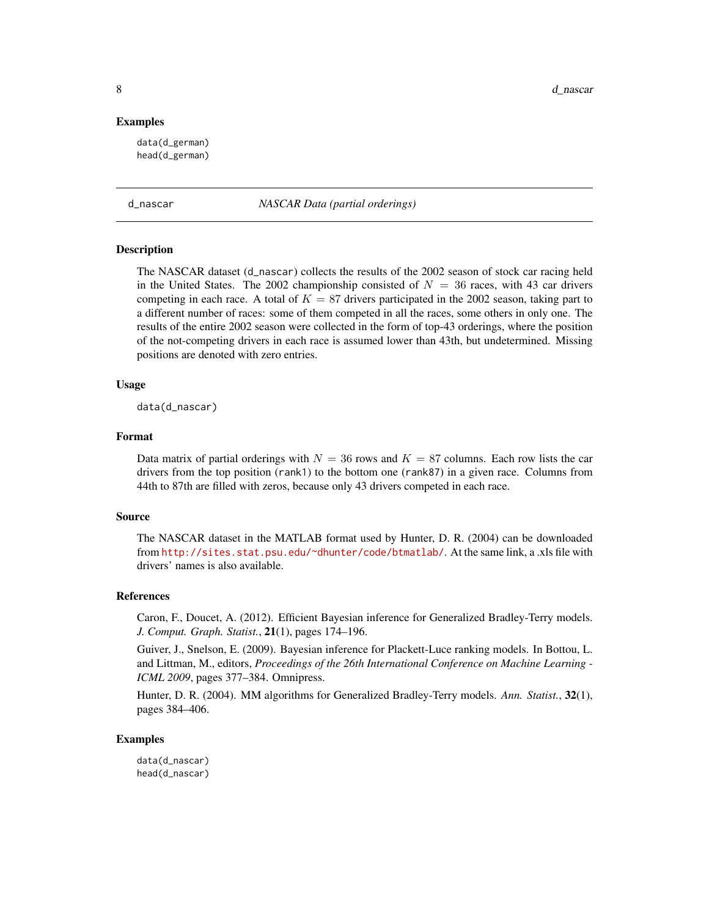### Examples

```
data(d_german)
head(d_german)
```

---

## d_nascar *NASCAR Data (partial orderings)*

---

### Description

The NASCAR dataset (`d_nascar`) collects the results of the 2002 season of stock car racing held in the United States. The 2002 championship consisted of $N = 36$ races, with 43 car drivers competing in each race. A total of $K = 87$ drivers participated in the 2002 season, taking part to a different number of races: some of them competed in all the races, some others in only one. The results of the entire 2002 season were collected in the form of top-43 orderings, where the position of the not-competing drivers in each race is assumed lower than 43th, but undetermined. Missing positions are denoted with zero entries.

### Usage

```
data(d_nascar)
```

### Format

Data matrix of partial orderings with $N = 36$ rows and $K = 87$ columns. Each row lists the car drivers from the top position (`rank1`) to the bottom one (`rank87`) in a given race. Columns from 44th to 87th are filled with zeros, because only 43 drivers competed in each race.

### Source

The NASCAR dataset in the MATLAB format used by Hunter, D. R. (2004) can be downloaded from http://sites.stat.psu.edu/~dhunter/code/btmatlab/. At the same link, a .xls file with drivers' names is also available.

### References

Caron, F., Doucet, A. (2012). Efficient Bayesian inference for Generalized Bradley-Terry models. *J. Comput. Graph. Statist.*, **21**(1), pages 174–196.

Guiver, J., Snelson, E. (2009). Bayesian inference for Plackett-Luce ranking models. In Bottou, L. and Littman, M., editors, *Proceedings of the 26th International Conference on Machine Learning - ICML 2009*, pages 377–384. Omnipress.

Hunter, D. R. (2004). MM algorithms for Generalized Bradley-Terry models. *Ann. Statist.*, **32**(1), pages 384–406.

### Examples

```
data(d_nascar)
head(d_nascar)
```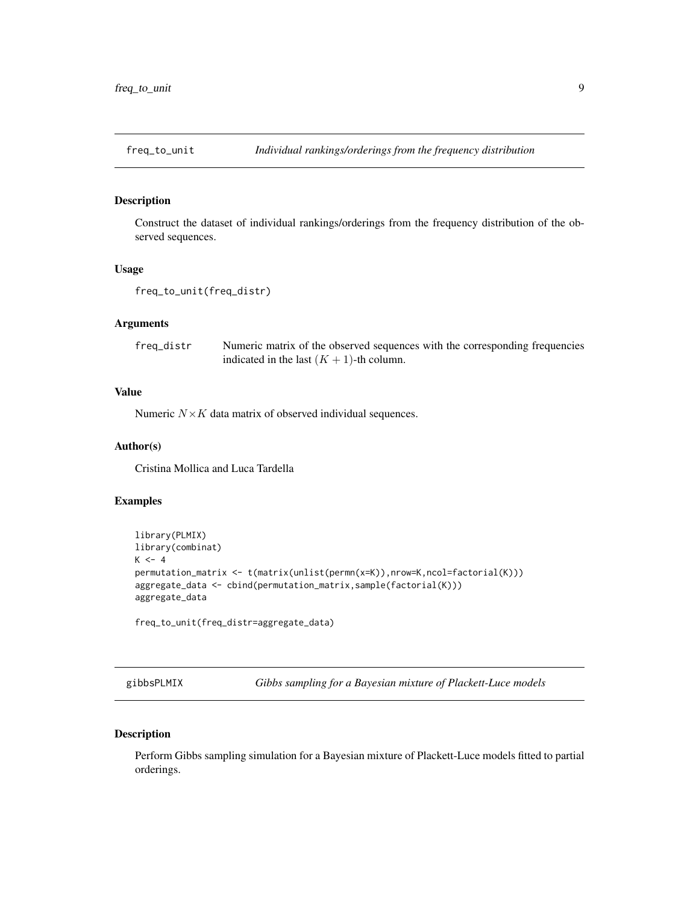## freq_to_unit — *Individual rankings/orderings from the frequency distribution*

### Description

Construct the dataset of individual rankings/orderings from the frequency distribution of the observed sequences.

### Usage

```
freq_to_unit(freq_distr)
```

### Arguments

| | |
|---|---|
| freq_distr | Numeric matrix of the observed sequences with the corresponding frequencies indicated in the last $(K+1)$-th column. |

### Value

Numeric $N \times K$ data matrix of observed individual sequences.

### Author(s)

Cristina Mollica and Luca Tardella

### Examples

```
library(PLMIX)
library(combinat)
K <- 4
permutation_matrix <- t(matrix(unlist(permn(x=K)),nrow=K,ncol=factorial(K)))
aggregate_data <- cbind(permutation_matrix,sample(factorial(K)))
aggregate_data

freq_to_unit(freq_distr=aggregate_data)
```

## gibbsPLMIX — *Gibbs sampling for a Bayesian mixture of Plackett-Luce models*

### Description

Perform Gibbs sampling simulation for a Bayesian mixture of Plackett-Luce models fitted to partial orderings.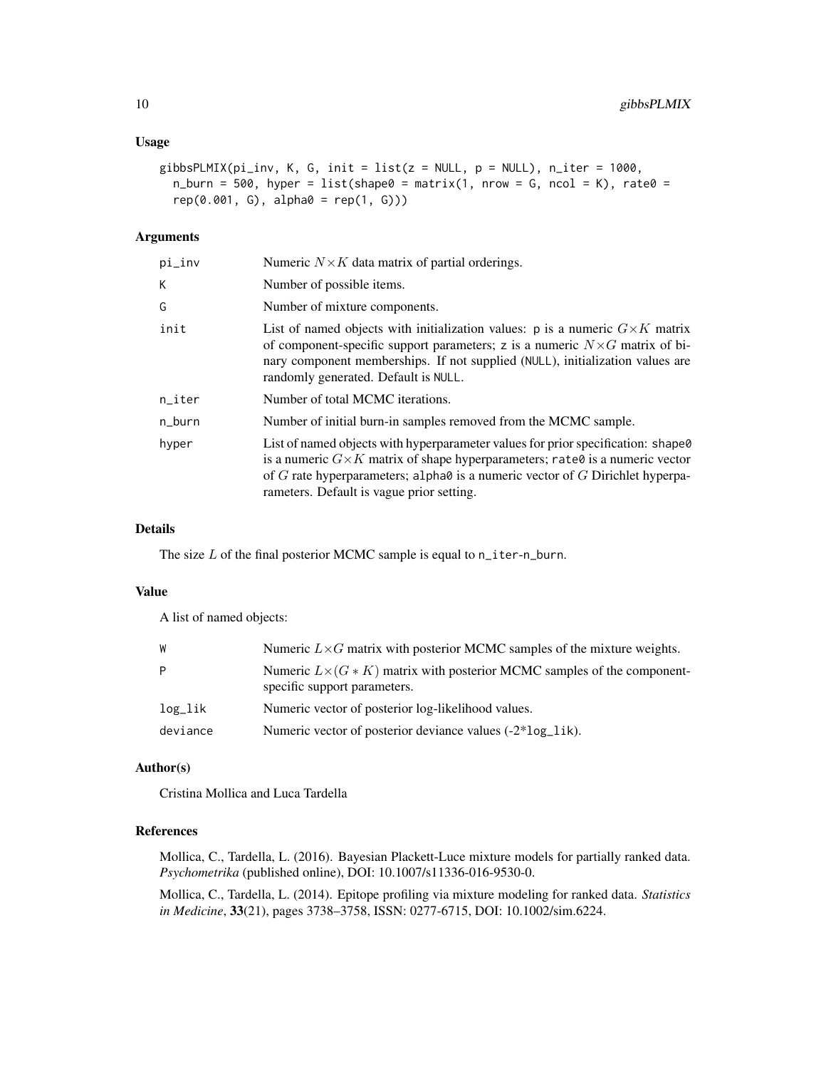### Usage

```
gibbsPLMIX(pi_inv, K, G, init = list(z = NULL, p = NULL), n_iter = 1000,
  n_burn = 500, hyper = list(shape0 = matrix(1, nrow = G, ncol = K), rate0 =
  rep(0.001, G), alpha0 = rep(1, G)))
```

### Arguments

| | |
|---|---|
| pi_inv | Numeric $N \times K$ data matrix of partial orderings. |
| K | Number of possible items. |
| G | Number of mixture components. |
| init | List of named objects with initialization values: p is a numeric $G \times K$ matrix of component-specific support parameters; z is a numeric $N \times G$ matrix of binary component memberships. If not supplied (NULL), initialization values are randomly generated. Default is NULL. |
| n_iter | Number of total MCMC iterations. |
| n_burn | Number of initial burn-in samples removed from the MCMC sample. |
| hyper | List of named objects with hyperparameter values for prior specification: shape0 is a numeric $G \times K$ matrix of shape hyperparameters; rate0 is a numeric vector of $G$ rate hyperparameters; alpha0 is a numeric vector of $G$ Dirichlet hyperparameters. Default is vague prior setting. |

### Details

The size $L$ of the final posterior MCMC sample is equal to n_iter-n_burn.

### Value

A list of named objects:

| | |
|---|---|
| W | Numeric $L \times G$ matrix with posterior MCMC samples of the mixture weights. |
| P | Numeric $L \times (G * K)$ matrix with posterior MCMC samples of the component-specific support parameters. |
| log_lik | Numeric vector of posterior log-likelihood values. |
| deviance | Numeric vector of posterior deviance values (-2*log_lik). |

### Author(s)

Cristina Mollica and Luca Tardella

### References

Mollica, C., Tardella, L. (2016). Bayesian Plackett-Luce mixture models for partially ranked data. *Psychometrika* (published online), DOI: 10.1007/s11336-016-9530-0.

Mollica, C., Tardella, L. (2014). Epitope profiling via mixture modeling for ranked data. *Statistics in Medicine*, **33**(21), pages 3738–3758, ISSN: 0277-6715, DOI: 10.1002/sim.6224.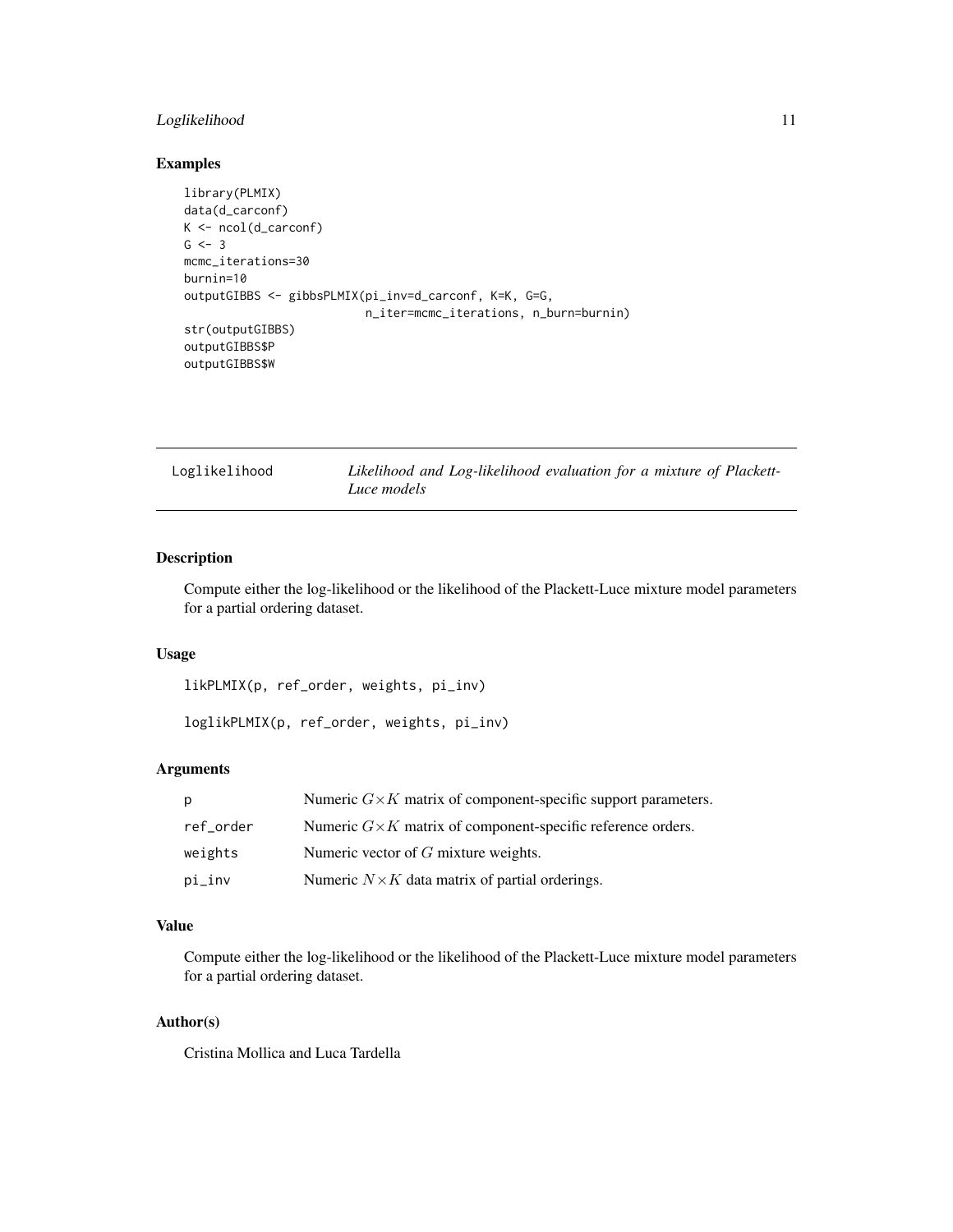## Examples

```
library(PLMIX)
data(d_carconf)
K <- ncol(d_carconf)
G <- 3
mcmc_iterations=30
burnin=10
outputGIBBS <- gibbsPLMIX(pi_inv=d_carconf, K=K, G=G,
                          n_iter=mcmc_iterations, n_burn=burnin)
str(outputGIBBS)
outputGIBBS$P
outputGIBBS$W
```

---

**Loglikelihood** — *Likelihood and Log-likelihood evaluation for a mixture of Plackett-Luce models*

---

## Description

Compute either the log-likelihood or the likelihood of the Plackett-Luce mixture model parameters for a partial ordering dataset.

## Usage

```
likPLMIX(p, ref_order, weights, pi_inv)

loglikPLMIX(p, ref_order, weights, pi_inv)
```

## Arguments

| | |
|---|---|
| p | Numeric $G \times K$ matrix of component-specific support parameters. |
| ref_order | Numeric $G \times K$ matrix of component-specific reference orders. |
| weights | Numeric vector of $G$ mixture weights. |
| pi_inv | Numeric $N \times K$ data matrix of partial orderings. |

## Value

Compute either the log-likelihood or the likelihood of the Plackett-Luce mixture model parameters for a partial ordering dataset.

## Author(s)

Cristina Mollica and Luca Tardella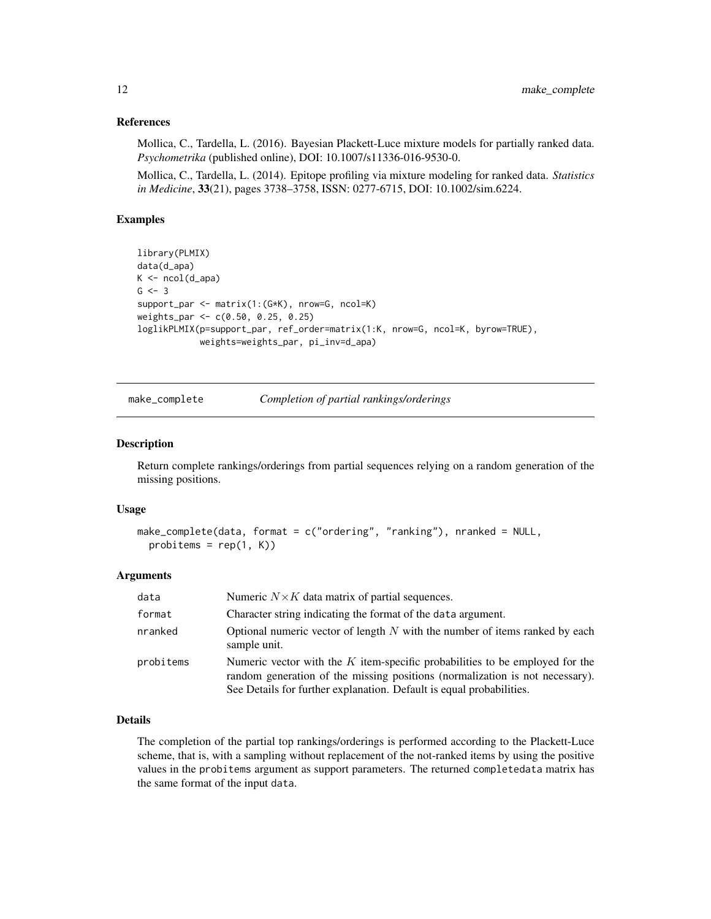### References

Mollica, C., Tardella, L. (2016). Bayesian Plackett-Luce mixture models for partially ranked data. *Psychometrika* (published online), DOI: 10.1007/s11336-016-9530-0.

Mollica, C., Tardella, L. (2014). Epitope profiling via mixture modeling for ranked data. *Statistics in Medicine*, **33**(21), pages 3738–3758, ISSN: 0277-6715, DOI: 10.1002/sim.6224.

### Examples

```
library(PLMIX)
data(d_apa)
K <- ncol(d_apa)
G <- 3
support_par <- matrix(1:(G*K), nrow=G, ncol=K)
weights_par <- c(0.50, 0.25, 0.25)
loglikPLMIX(p=support_par, ref_order=matrix(1:K, nrow=G, ncol=K, byrow=TRUE),
            weights=weights_par, pi_inv=d_apa)
```

---

## make_complete *Completion of partial rankings/orderings*

### Description

Return complete rankings/orderings from partial sequences relying on a random generation of the missing positions.

### Usage

```
make_complete(data, format = c("ordering", "ranking"), nranked = NULL,
  probitems = rep(1, K))
```

### Arguments

| | |
|---|---|
| data | Numeric $N \times K$ data matrix of partial sequences. |
| format | Character string indicating the format of the data argument. |
| nranked | Optional numeric vector of length $N$ with the number of items ranked by each sample unit. |
| probitems | Numeric vector with the $K$ item-specific probabilities to be employed for the random generation of the missing positions (normalization is not necessary). See Details for further explanation. Default is equal probabilities. |

### Details

The completion of the partial top rankings/orderings is performed according to the Plackett-Luce scheme, that is, with a sampling without replacement of the not-ranked items by using the positive values in the probitems argument as support parameters. The returned completedata matrix has the same format of the input data.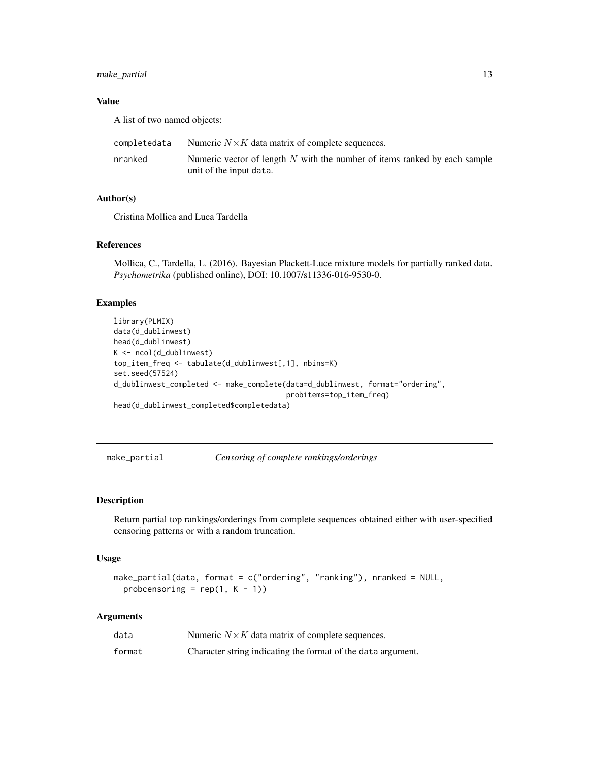### Value

A list of two named objects:

| | |
|---|---|
| completedata | Numeric $N \times K$ data matrix of complete sequences. |
| nranked | Numeric vector of length $N$ with the number of items ranked by each sample unit of the input data. |

### Author(s)

Cristina Mollica and Luca Tardella

### References

Mollica, C., Tardella, L. (2016). Bayesian Plackett-Luce mixture models for partially ranked data. *Psychometrika* (published online), DOI: 10.1007/s11336-016-9530-0.

### Examples

```
library(PLMIX)
data(d_dublinwest)
head(d_dublinwest)
K <- ncol(d_dublinwest)
top_item_freq <- tabulate(d_dublinwest[,1], nbins=K)
set.seed(57524)
d_dublinwest_completed <- make_complete(data=d_dublinwest, format="ordering",
                                        probitems=top_item_freq)
head(d_dublinwest_completed$completedata)
```

---

## make_partial *Censoring of complete rankings/orderings*

---

### Description

Return partial top rankings/orderings from complete sequences obtained either with user-specified censoring patterns or with a random truncation.

### Usage

```
make_partial(data, format = c("ordering", "ranking"), nranked = NULL,
  probcensoring = rep(1, K - 1))
```

### Arguments

| | |
|---|---|
| data | Numeric $N \times K$ data matrix of complete sequences. |
| format | Character string indicating the format of the data argument. |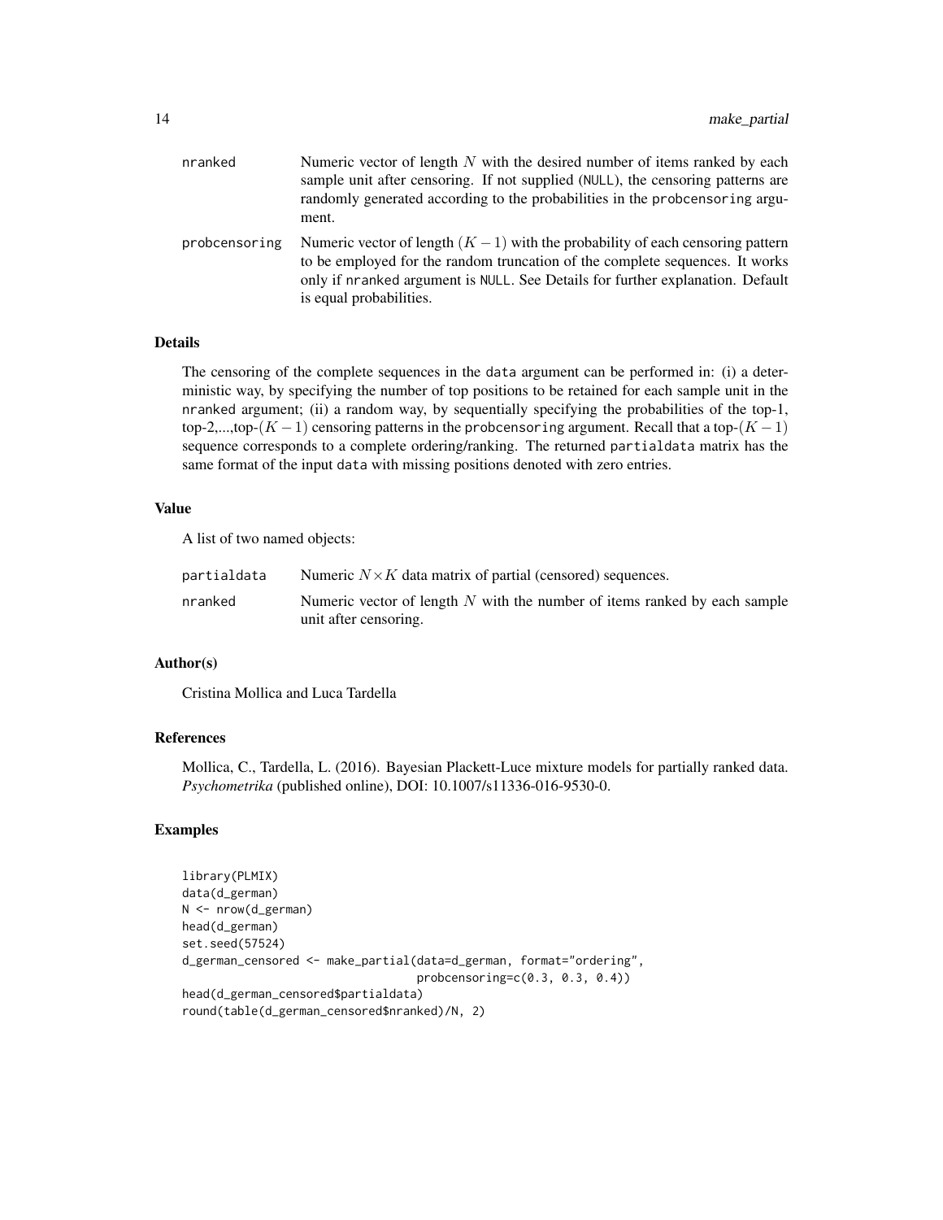| | |
|---|---|
| nranked | Numeric vector of length $N$ with the desired number of items ranked by each sample unit after censoring. If not supplied (NULL), the censoring patterns are randomly generated according to the probabilities in the probcensoring argument. |
| probcensoring | Numeric vector of length $(K-1)$ with the probability of each censoring pattern to be employed for the random truncation of the complete sequences. It works only if nranked argument is NULL. See Details for further explanation. Default is equal probabilities. |

### Details

The censoring of the complete sequences in the data argument can be performed in: (i) a deterministic way, by specifying the number of top positions to be retained for each sample unit in the nranked argument; (ii) a random way, by sequentially specifying the probabilities of the top-1, top-2,...,top-$(K-1)$ censoring patterns in the probcensoring argument. Recall that a top-$(K-1)$ sequence corresponds to a complete ordering/ranking. The returned partialdata matrix has the same format of the input data with missing positions denoted with zero entries.

### Value

A list of two named objects:

| | |
|---|---|
| partialdata | Numeric $N \times K$ data matrix of partial (censored) sequences. |
| nranked | Numeric vector of length $N$ with the number of items ranked by each sample unit after censoring. |

### Author(s)

Cristina Mollica and Luca Tardella

### References

Mollica, C., Tardella, L. (2016). Bayesian Plackett-Luce mixture models for partially ranked data. *Psychometrika* (published online), DOI: 10.1007/s11336-016-9530-0.

### Examples

```
library(PLMIX)
data(d_german)
N <- nrow(d_german)
head(d_german)
set.seed(57524)
d_german_censored <- make_partial(data=d_german, format="ordering",
                                  probcensoring=c(0.3, 0.3, 0.4))
head(d_german_censored$partialdata)
round(table(d_german_censored$nranked)/N, 2)
```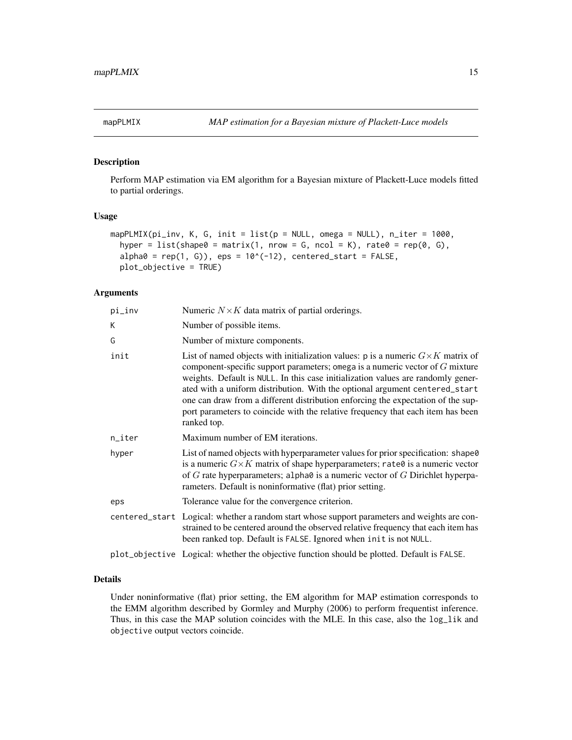# mapPLMIX — *MAP estimation for a Bayesian mixture of Plackett-Luce models*

## Description

Perform MAP estimation via EM algorithm for a Bayesian mixture of Plackett-Luce models fitted to partial orderings.

## Usage

```
mapPLMIX(pi_inv, K, G, init = list(p = NULL, omega = NULL), n_iter = 1000,
  hyper = list(shape0 = matrix(1, nrow = G, ncol = K), rate0 = rep(0, G),
  alpha0 = rep(1, G)), eps = 10^(-12), centered_start = FALSE,
  plot_objective = TRUE)
```

## Arguments

| | |
|---|---|
| pi_inv | Numeric $N \times K$ data matrix of partial orderings. |
| K | Number of possible items. |
| G | Number of mixture components. |
| init | List of named objects with initialization values: p is a numeric $G \times K$ matrix of component-specific support parameters; omega is a numeric vector of $G$ mixture weights. Default is NULL. In this case initialization values are randomly generated with a uniform distribution. With the optional argument centered_start one can draw from a different distribution enforcing the expectation of the support parameters to coincide with the relative frequency that each item has been ranked top. |
| n_iter | Maximum number of EM iterations. |
| hyper | List of named objects with hyperparameter values for prior specification: shape0 is a numeric $G \times K$ matrix of shape hyperparameters; rate0 is a numeric vector of $G$ rate hyperparameters; alpha0 is a numeric vector of $G$ Dirichlet hyperparameters. Default is noninformative (flat) prior setting. |
| eps | Tolerance value for the convergence criterion. |
| centered_start | Logical: whether a random start whose support parameters and weights are constrained to be centered around the observed relative frequency that each item has been ranked top. Default is FALSE. Ignored when init is not NULL. |
| plot_objective | Logical: whether the objective function should be plotted. Default is FALSE. |

## Details

Under noninformative (flat) prior setting, the EM algorithm for MAP estimation corresponds to the EMM algorithm described by Gormley and Murphy (2006) to perform frequentist inference. Thus, in this case the MAP solution coincides with the MLE. In this case, also the log_lik and objective output vectors coincide.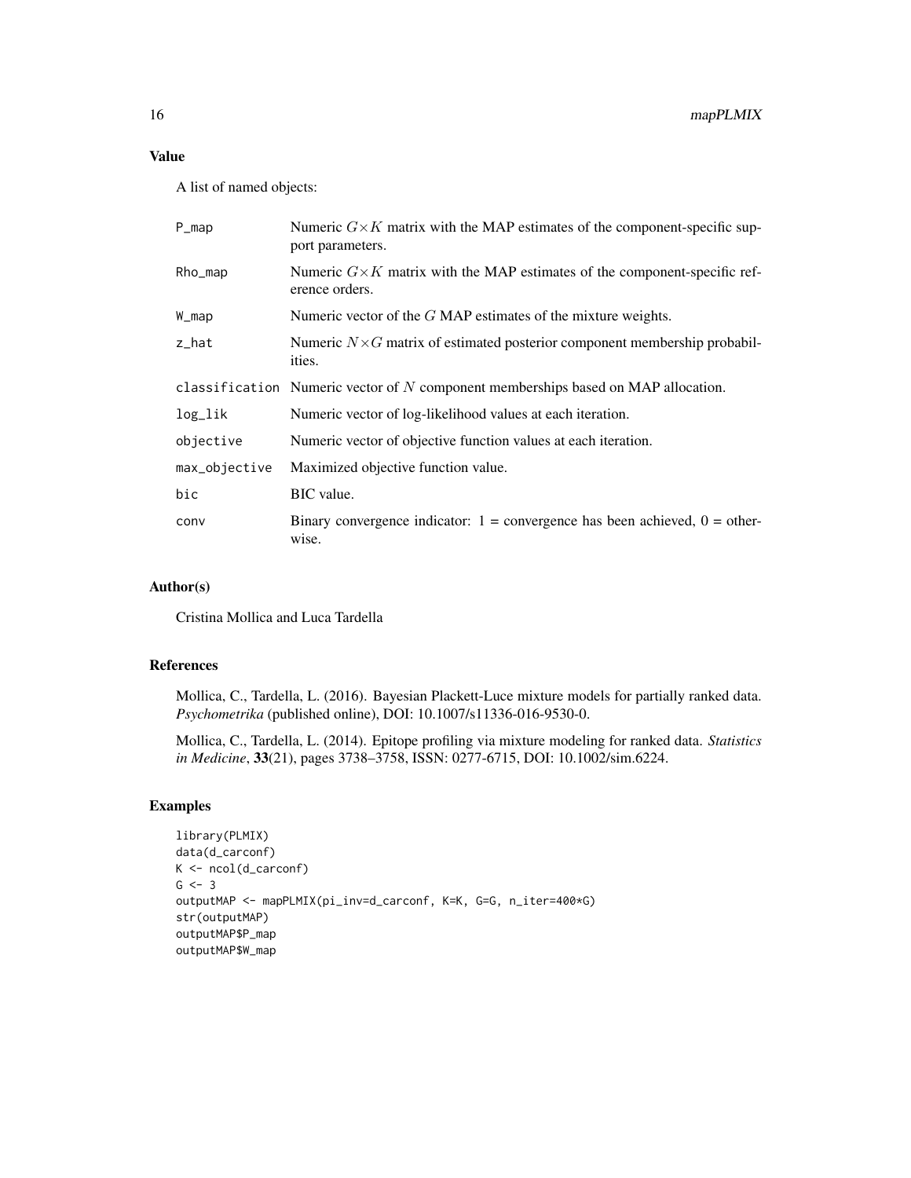## Value

A list of named objects:

| | |
|---|---|
| P_map | Numeric $G \times K$ matrix with the MAP estimates of the component-specific support parameters. |
| Rho_map | Numeric $G \times K$ matrix with the MAP estimates of the component-specific reference orders. |
| W_map | Numeric vector of the $G$ MAP estimates of the mixture weights. |
| z_hat | Numeric $N \times G$ matrix of estimated posterior component membership probabilities. |
| classification | Numeric vector of $N$ component memberships based on MAP allocation. |
| log_lik | Numeric vector of log-likelihood values at each iteration. |
| objective | Numeric vector of objective function values at each iteration. |
| max_objective | Maximized objective function value. |
| bic | BIC value. |
| conv | Binary convergence indicator: 1 = convergence has been achieved, 0 = otherwise. |

## Author(s)

Cristina Mollica and Luca Tardella

## References

Mollica, C., Tardella, L. (2016). Bayesian Plackett-Luce mixture models for partially ranked data. *Psychometrika* (published online), DOI: 10.1007/s11336-016-9530-0.

Mollica, C., Tardella, L. (2014). Epitope profiling via mixture modeling for ranked data. *Statistics in Medicine*, **33**(21), pages 3738–3758, ISSN: 0277-6715, DOI: 10.1002/sim.6224.

## Examples

```
library(PLMIX)
data(d_carconf)
K <- ncol(d_carconf)
G <- 3
outputMAP <- mapPLMIX(pi_inv=d_carconf, K=K, G=G, n_iter=400*G)
str(outputMAP)
outputMAP$P_map
outputMAP$W_map
```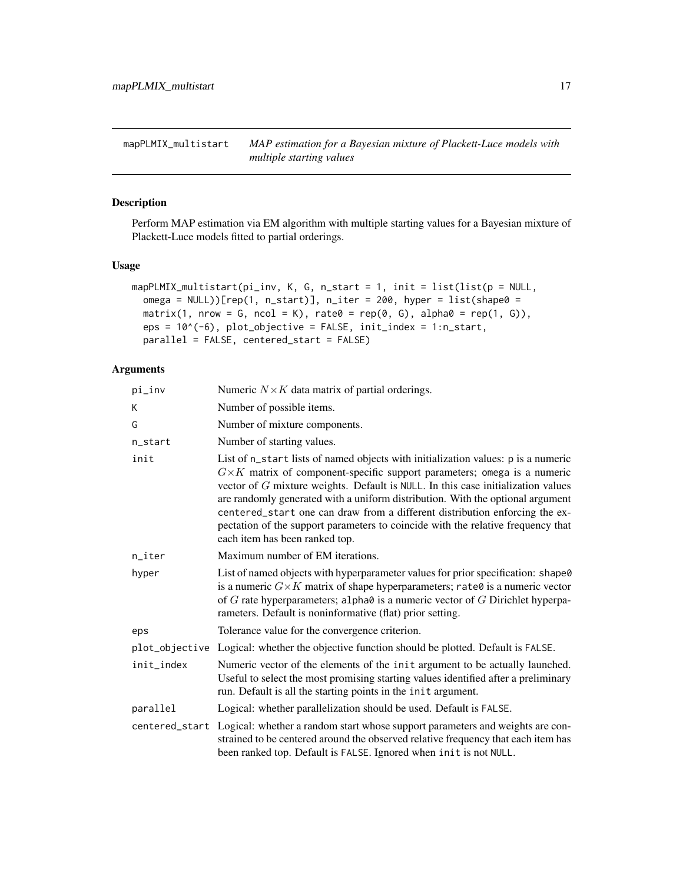## mapPLMIX_multistart — *MAP estimation for a Bayesian mixture of Plackett-Luce models with multiple starting values*

### Description

Perform MAP estimation via EM algorithm with multiple starting values for a Bayesian mixture of Plackett-Luce models fitted to partial orderings.

### Usage

```
mapPLMIX_multistart(pi_inv, K, G, n_start = 1, init = list(list(p = NULL,
  omega = NULL))[rep(1, n_start)], n_iter = 200, hyper = list(shape0 =
  matrix(1, nrow = G, ncol = K), rate0 = rep(0, G), alpha0 = rep(1, G)),
  eps = 10^(-6), plot_objective = FALSE, init_index = 1:n_start,
  parallel = FALSE, centered_start = FALSE)
```

### Arguments

| | |
|---|---|
| `pi_inv` | Numeric $N \times K$ data matrix of partial orderings. |
| `K` | Number of possible items. |
| `G` | Number of mixture components. |
| `n_start` | Number of starting values. |
| `init` | List of `n_start` lists of named objects with initialization values: `p` is a numeric $G \times K$ matrix of component-specific support parameters; `omega` is a numeric vector of $G$ mixture weights. Default is `NULL`. In this case initialization values are randomly generated with a uniform distribution. With the optional argument `centered_start` one can draw from a different distribution enforcing the expectation of the support parameters to coincide with the relative frequency that each item has been ranked top. |
| `n_iter` | Maximum number of EM iterations. |
| `hyper` | List of named objects with hyperparameter values for prior specification: `shape0` is a numeric $G \times K$ matrix of shape hyperparameters; `rate0` is a numeric vector of $G$ rate hyperparameters; `alpha0` is a numeric vector of $G$ Dirichlet hyperparameters. Default is noninformative (flat) prior setting. |
| `eps` | Tolerance value for the convergence criterion. |
| `plot_objective` | Logical: whether the objective function should be plotted. Default is `FALSE`. |
| `init_index` | Numeric vector of the elements of the `init` argument to be actually launched. Useful to select the most promising starting values identified after a preliminary run. Default is all the starting points in the `init` argument. |
| `parallel` | Logical: whether parallelization should be used. Default is `FALSE`. |
| `centered_start` | Logical: whether a random start whose support parameters and weights are constrained to be centered around the observed relative frequency that each item has been ranked top. Default is `FALSE`. Ignored when `init` is not `NULL`. |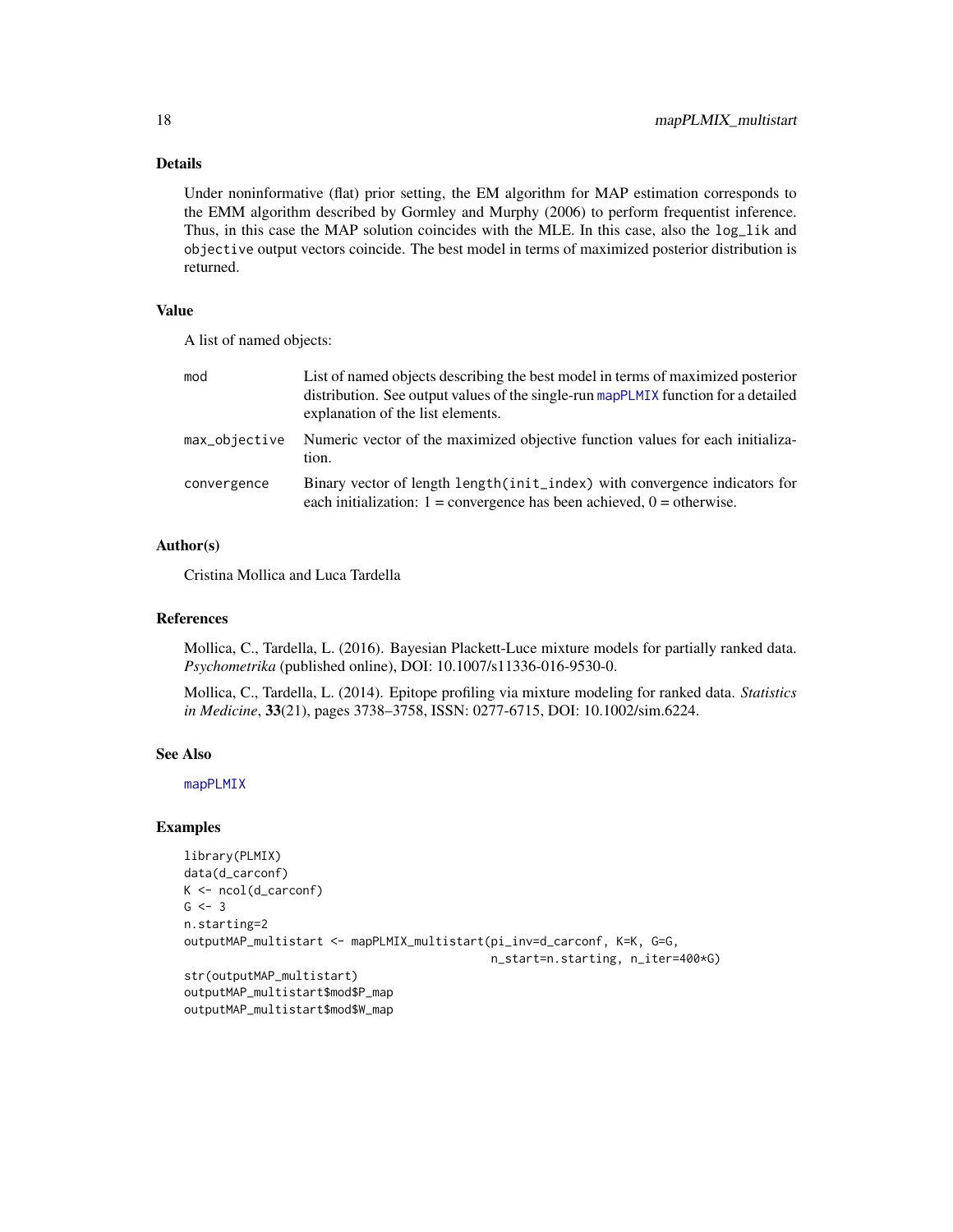## Details

Under noninformative (flat) prior setting, the EM algorithm for MAP estimation corresponds to the EMM algorithm described by Gormley and Murphy (2006) to perform frequentist inference. Thus, in this case the MAP solution coincides with the MLE. In this case, also the `log_lik` and `objective` output vectors coincide. The best model in terms of maximized posterior distribution is returned.

## Value

A list of named objects:

| | |
|---|---|
| `mod` | List of named objects describing the best model in terms of maximized posterior distribution. See output values of the single-run `mapPLMIX` function for a detailed explanation of the list elements. |
| `max_objective` | Numeric vector of the maximized objective function values for each initialization. |
| `convergence` | Binary vector of length `length(init_index)` with convergence indicators for each initialization: 1 = convergence has been achieved, 0 = otherwise. |

## Author(s)

Cristina Mollica and Luca Tardella

## References

Mollica, C., Tardella, L. (2016). Bayesian Plackett-Luce mixture models for partially ranked data. *Psychometrika* (published online), DOI: 10.1007/s11336-016-9530-0.

Mollica, C., Tardella, L. (2014). Epitope profiling via mixture modeling for ranked data. *Statistics in Medicine*, **33**(21), pages 3738–3758, ISSN: 0277-6715, DOI: 10.1002/sim.6224.

## See Also

`mapPLMIX`

## Examples

```
library(PLMIX)
data(d_carconf)
K <- ncol(d_carconf)
G <- 3
n.starting=2
outputMAP_multistart <- mapPLMIX_multistart(pi_inv=d_carconf, K=K, G=G,
                                            n_start=n.starting, n_iter=400*G)
str(outputMAP_multistart)
outputMAP_multistart$mod$P_map
outputMAP_multistart$mod$W_map
```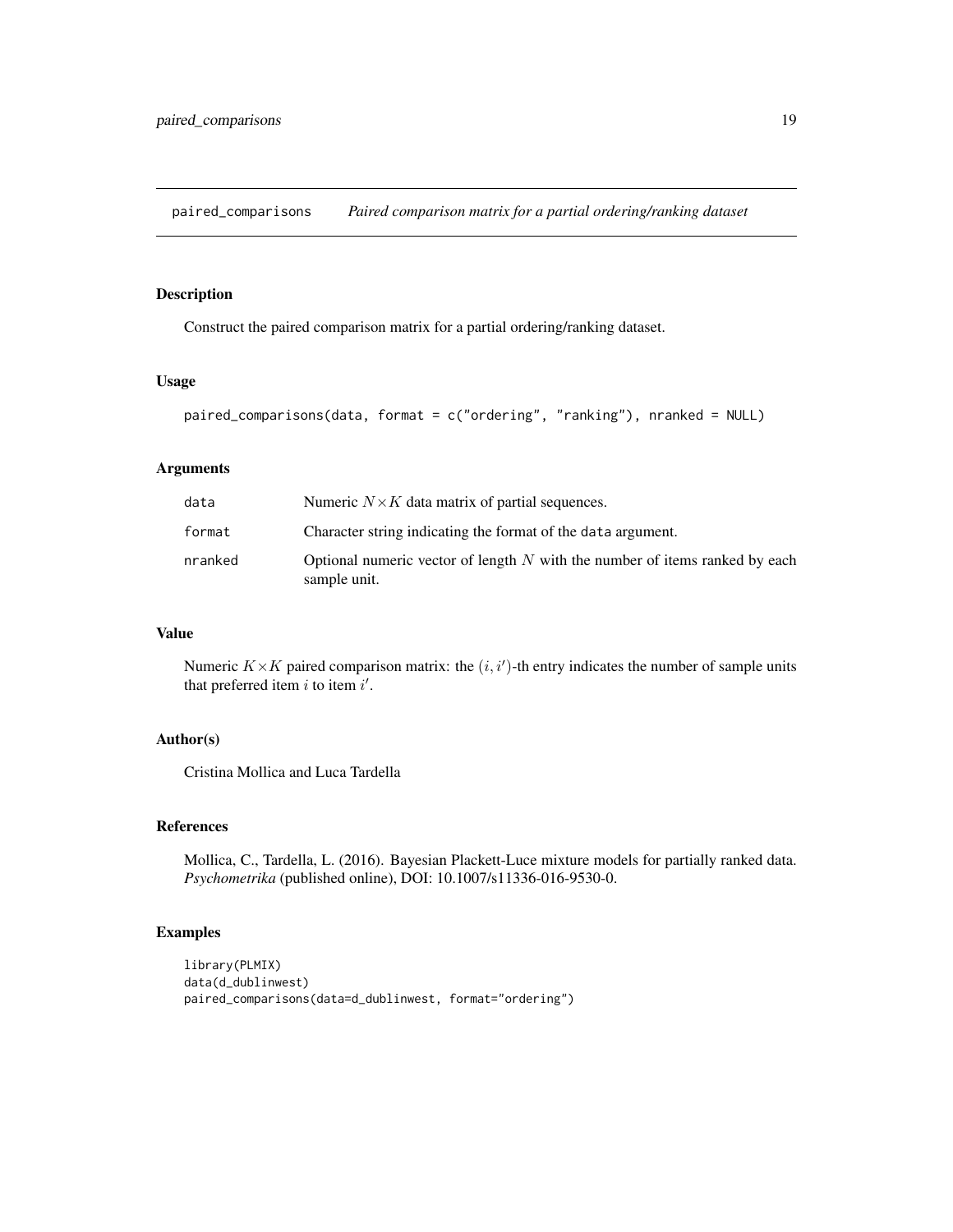paired_comparisons *Paired comparison matrix for a partial ordering/ranking dataset*

## Description

Construct the paired comparison matrix for a partial ordering/ranking dataset.

## Usage

```
paired_comparisons(data, format = c("ordering", "ranking"), nranked = NULL)
```

## Arguments

| | |
|---|---|
| data | Numeric $N \times K$ data matrix of partial sequences. |
| format | Character string indicating the format of the data argument. |
| nranked | Optional numeric vector of length $N$ with the number of items ranked by each sample unit. |

## Value

Numeric $K \times K$ paired comparison matrix: the $(i, i')$-th entry indicates the number of sample units that preferred item $i$ to item $i'$.

## Author(s)

Cristina Mollica and Luca Tardella

## References

Mollica, C., Tardella, L. (2016). Bayesian Plackett-Luce mixture models for partially ranked data. *Psychometrika* (published online), DOI: 10.1007/s11336-016-9530-0.

## Examples

```
library(PLMIX)
data(d_dublinwest)
paired_comparisons(data=d_dublinwest, format="ordering")
```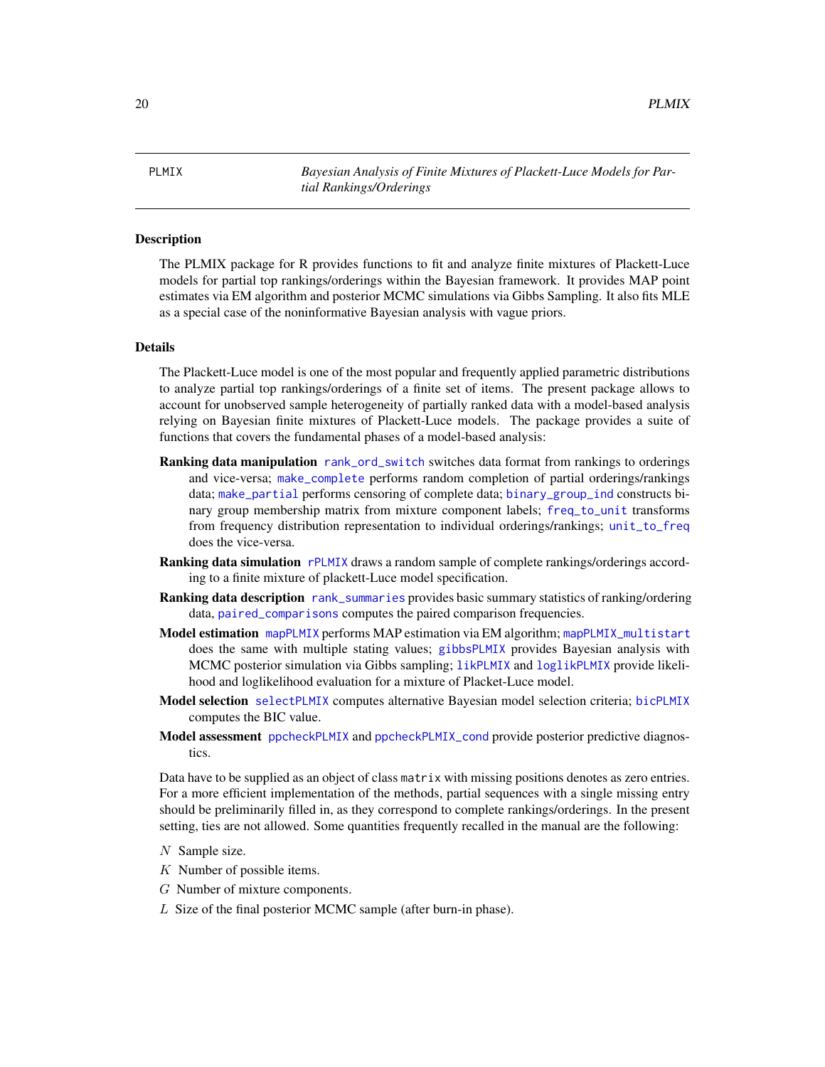PLMIX *Bayesian Analysis of Finite Mixtures of Plackett-Luce Models for Partial Rankings/Orderings*

## Description

The PLMIX package for R provides functions to fit and analyze finite mixtures of Plackett-Luce models for partial top rankings/orderings within the Bayesian framework. It provides MAP point estimates via EM algorithm and posterior MCMC simulations via Gibbs Sampling. It also fits MLE as a special case of the noninformative Bayesian analysis with vague priors.

## Details

The Plackett-Luce model is one of the most popular and frequently applied parametric distributions to analyze partial top rankings/orderings of a finite set of items. The present package allows to account for unobserved sample heterogeneity of partially ranked data with a model-based analysis relying on Bayesian finite mixtures of Plackett-Luce models. The package provides a suite of functions that covers the fundamental phases of a model-based analysis:

**Ranking data manipulation** `rank_ord_switch` switches data format from rankings to orderings and vice-versa; `make_complete` performs random completion of partial orderings/rankings data; `make_partial` performs censoring of complete data; `binary_group_ind` constructs binary group membership matrix from mixture component labels; `freq_to_unit` transforms from frequency distribution representation to individual orderings/rankings; `unit_to_freq` does the vice-versa.

**Ranking data simulation** `rPLMIX` draws a random sample of complete rankings/orderings according to a finite mixture of plackett-Luce model specification.

**Ranking data description** `rank_summaries` provides basic summary statistics of ranking/ordering data, `paired_comparisons` computes the paired comparison frequencies.

**Model estimation** `mapPLMIX` performs MAP estimation via EM algorithm; `mapPLMIX_multistart` does the same with multiple stating values; `gibbsPLMIX` provides Bayesian analysis with MCMC posterior simulation via Gibbs sampling; `likPLMIX` and `loglikPLMIX` provide likelihood and loglikelihood evaluation for a mixture of Placket-Luce model.

**Model selection** `selectPLMIX` computes alternative Bayesian model selection criteria; `bicPLMIX` computes the BIC value.

**Model assessment** `ppcheckPLMIX` and `ppcheckPLMIX_cond` provide posterior predictive diagnostics.

Data have to be supplied as an object of class `matrix` with missing positions denotes as zero entries. For a more efficient implementation of the methods, partial sequences with a single missing entry should be preliminarily filled in, as they correspond to complete rankings/orderings. In the present setting, ties are not allowed. Some quantities frequently recalled in the manual are the following:

$N$ Sample size.

$K$ Number of possible items.

$G$ Number of mixture components.

$L$ Size of the final posterior MCMC sample (after burn-in phase).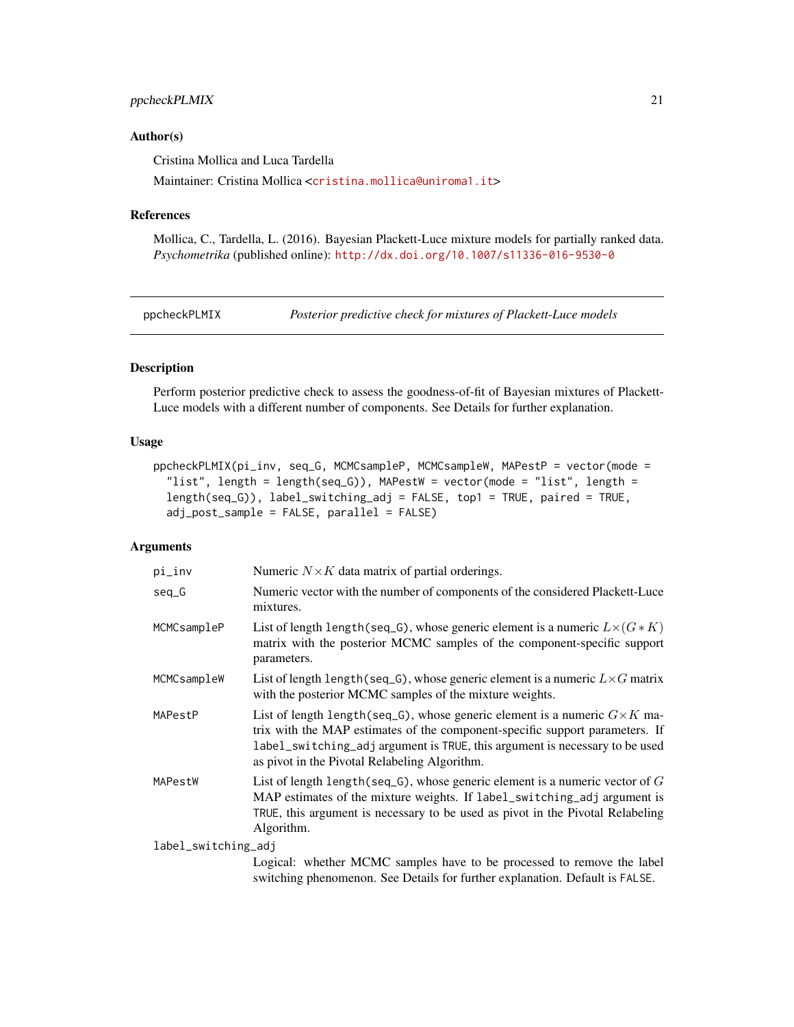### Author(s)

Cristina Mollica and Luca Tardella

Maintainer: Cristina Mollica <cristina.mollica@uniroma1.it>

### References

Mollica, C., Tardella, L. (2016). Bayesian Plackett-Luce mixture models for partially ranked data. *Psychometrika* (published online): http://dx.doi.org/10.1007/s11336-016-9530-0

---

## ppcheckPLMIX — *Posterior predictive check for mixtures of Plackett-Luce models*

---

### Description

Perform posterior predictive check to assess the goodness-of-fit of Bayesian mixtures of Plackett-Luce models with a different number of components. See Details for further explanation.

### Usage

```
ppcheckPLMIX(pi_inv, seq_G, MCMCsampleP, MCMCsampleW, MAPestP = vector(mode =
  "list", length = length(seq_G)), MAPestW = vector(mode = "list", length =
  length(seq_G)), label_switching_adj = FALSE, top1 = TRUE, paired = TRUE,
  adj_post_sample = FALSE, parallel = FALSE)
```

### Arguments

| | |
|---|---|
| `pi_inv` | Numeric $N \times K$ data matrix of partial orderings. |
| `seq_G` | Numeric vector with the number of components of the considered Plackett-Luce mixtures. |
| `MCMCsampleP` | List of length `length(seq_G)`, whose generic element is a numeric $L \times (G * K)$ matrix with the posterior MCMC samples of the component-specific support parameters. |
| `MCMCsampleW` | List of length `length(seq_G)`, whose generic element is a numeric $L \times G$ matrix with the posterior MCMC samples of the mixture weights. |
| `MAPestP` | List of length `length(seq_G)`, whose generic element is a numeric $G \times K$ matrix with the MAP estimates of the component-specific support parameters. If `label_switching_adj` argument is `TRUE`, this argument is necessary to be used as pivot in the Pivotal Relabeling Algorithm. |
| `MAPestW` | List of length `length(seq_G)`, whose generic element is a numeric vector of $G$ MAP estimates of the mixture weights. If `label_switching_adj` argument is `TRUE`, this argument is necessary to be used as pivot in the Pivotal Relabeling Algorithm. |
| `label_switching_adj` | Logical: whether MCMC samples have to be processed to remove the label switching phenomenon. See Details for further explanation. Default is `FALSE`. |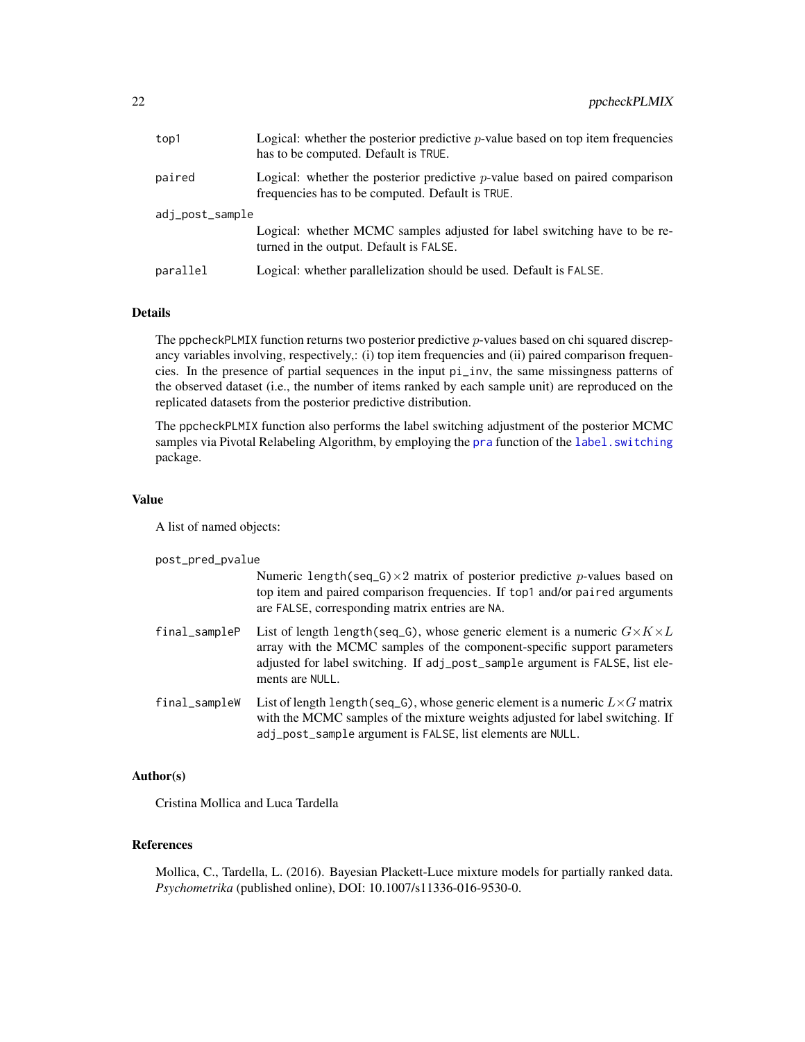top1
: Logical: whether the posterior predictive $p$-value based on top item frequencies has to be computed. Default is `TRUE`.

paired
: Logical: whether the posterior predictive $p$-value based on paired comparison frequencies has to be computed. Default is `TRUE`.

adj_post_sample
: Logical: whether MCMC samples adjusted for label switching have to be returned in the output. Default is `FALSE`.

parallel
: Logical: whether parallelization should be used. Default is `FALSE`.

## Details

The `ppcheckPLMIX` function returns two posterior predictive $p$-values based on chi squared discrepancy variables involving, respectively,: (i) top item frequencies and (ii) paired comparison frequencies. In the presence of partial sequences in the input `pi_inv`, the same missingness patterns of the observed dataset (i.e., the number of items ranked by each sample unit) are reproduced on the replicated datasets from the posterior predictive distribution.

The `ppcheckPLMIX` function also performs the label switching adjustment of the posterior MCMC samples via Pivotal Relabeling Algorithm, by employing the `pra` function of the `label.switching` package.

## Value

A list of named objects:

post_pred_pvalue
: Numeric `length(seq_G)`$\times 2$ matrix of posterior predictive $p$-values based on top item and paired comparison frequencies. If `top1` and/or `paired` arguments are `FALSE`, corresponding matrix entries are `NA`.

final_sampleP
: List of length `length(seq_G)`, whose generic element is a numeric $G \times K \times L$ array with the MCMC samples of the component-specific support parameters adjusted for label switching. If `adj_post_sample` argument is `FALSE`, list elements are `NULL`.

final_sampleW
: List of length `length(seq_G)`, whose generic element is a numeric $L \times G$ matrix with the MCMC samples of the mixture weights adjusted for label switching. If `adj_post_sample` argument is `FALSE`, list elements are `NULL`.

## Author(s)

Cristina Mollica and Luca Tardella

## References

Mollica, C., Tardella, L. (2016). Bayesian Plackett-Luce mixture models for partially ranked data. *Psychometrika* (published online), DOI: 10.1007/s11336-016-9530-0.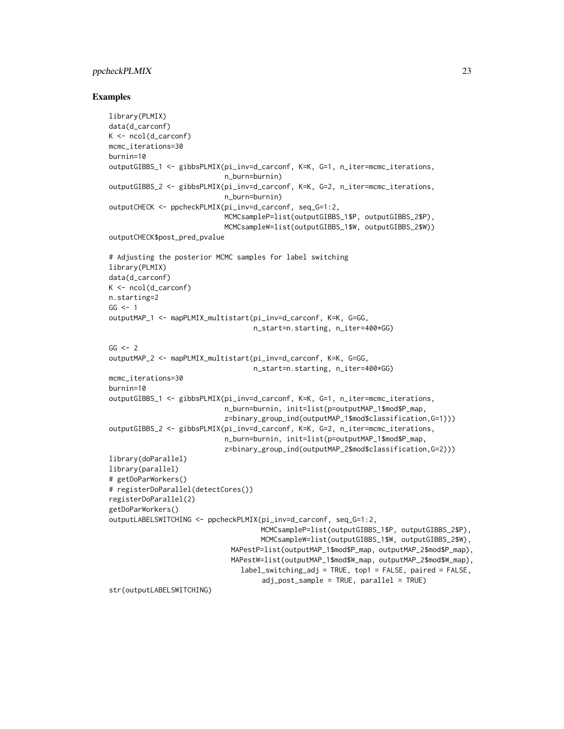## Examples

```
library(PLMIX)
data(d_carconf)
K <- ncol(d_carconf)
mcmc_iterations=30
burnin=10
outputGIBBS_1 <- gibbsPLMIX(pi_inv=d_carconf, K=K, G=1, n_iter=mcmc_iterations,
                            n_burn=burnin)
outputGIBBS_2 <- gibbsPLMIX(pi_inv=d_carconf, K=K, G=2, n_iter=mcmc_iterations,
                            n_burn=burnin)
outputCHECK <- ppcheckPLMIX(pi_inv=d_carconf, seq_G=1:2,
                            MCMCsampleP=list(outputGIBBS_1$P, outputGIBBS_2$P),
                            MCMCsampleW=list(outputGIBBS_1$W, outputGIBBS_2$W))
outputCHECK$post_pred_pvalue

# Adjusting the posterior MCMC samples for label switching
library(PLMIX)
data(d_carconf)
K <- ncol(d_carconf)
n.starting=2
GG <- 1
outputMAP_1 <- mapPLMIX_multistart(pi_inv=d_carconf, K=K, G=GG,
                                   n_start=n.starting, n_iter=400*GG)

GG <- 2
outputMAP_2 <- mapPLMIX_multistart(pi_inv=d_carconf, K=K, G=GG,
                                   n_start=n.starting, n_iter=400*GG)
mcmc_iterations=30
burnin=10
outputGIBBS_1 <- gibbsPLMIX(pi_inv=d_carconf, K=K, G=1, n_iter=mcmc_iterations,
                            n_burn=burnin, init=list(p=outputMAP_1$mod$P_map,
                            z=binary_group_ind(outputMAP_1$mod$classification,G=1)))
outputGIBBS_2 <- gibbsPLMIX(pi_inv=d_carconf, K=K, G=2, n_iter=mcmc_iterations,
                            n_burn=burnin, init=list(p=outputMAP_1$mod$P_map,
                            z=binary_group_ind(outputMAP_2$mod$classification,G=2)))
library(doParallel)
library(parallel)
# getDoParWorkers()
# registerDoParallel(detectCores())
registerDoParallel(2)
getDoParWorkers()
outputLABELSWITCHING <- ppcheckPLMIX(pi_inv=d_carconf, seq_G=1:2,
                                     MCMCsampleP=list(outputGIBBS_1$P, outputGIBBS_2$P),
                                     MCMCsampleW=list(outputGIBBS_1$W, outputGIBBS_2$W),
                              MAPestP=list(outputMAP_1$mod$P_map, outputMAP_2$mod$P_map),
                              MAPestW=list(outputMAP_1$mod$W_map, outputMAP_2$mod$W_map),
                                label_switching_adj = TRUE, top1 = FALSE, paired = FALSE,
                                     adj_post_sample = TRUE, parallel = TRUE)
str(outputLABELSWITCHING)
```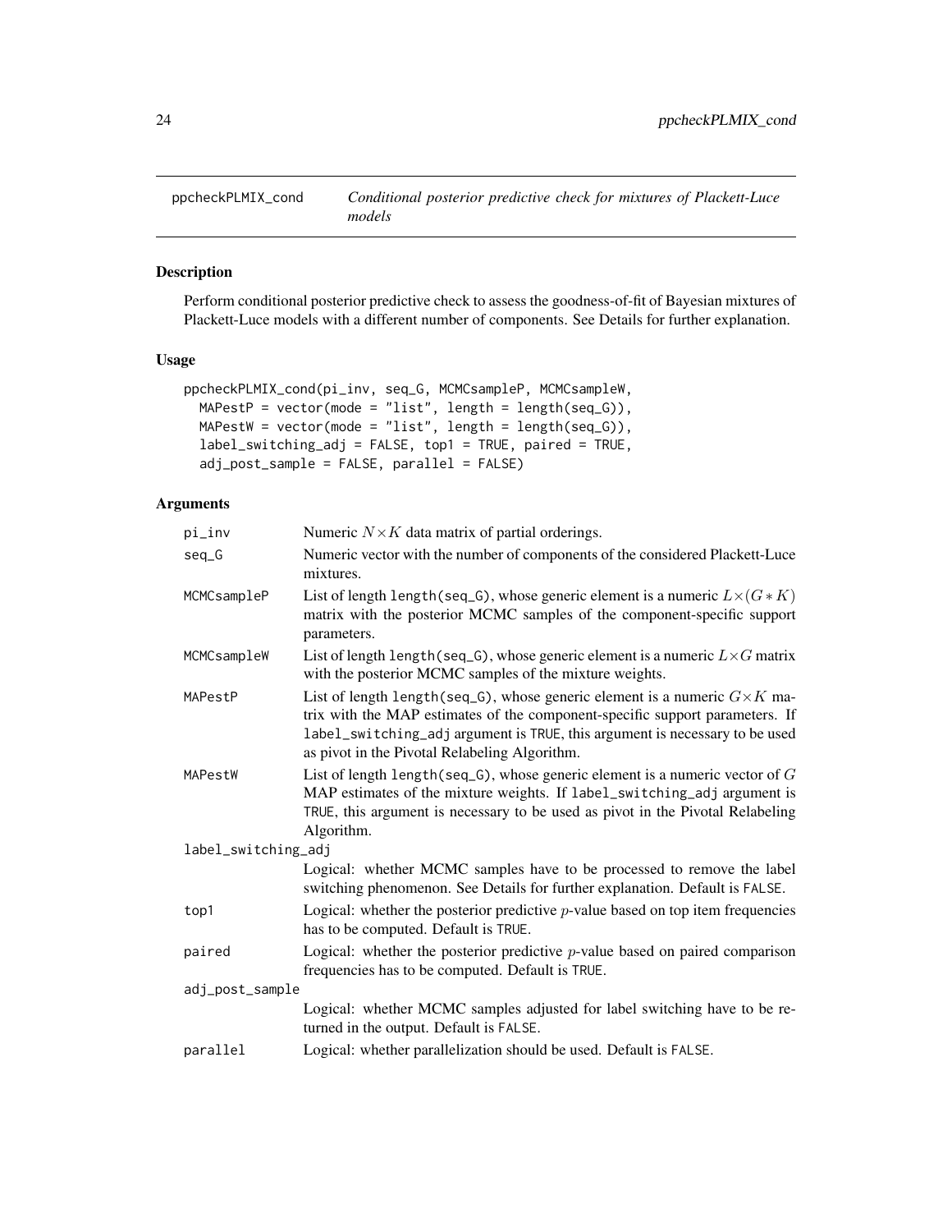## ppcheckPLMIX_cond — *Conditional posterior predictive check for mixtures of Plackett-Luce models*

### Description

Perform conditional posterior predictive check to assess the goodness-of-fit of Bayesian mixtures of Plackett-Luce models with a different number of components. See Details for further explanation.

### Usage

```
ppcheckPLMIX_cond(pi_inv, seq_G, MCMCsampleP, MCMCsampleW,
  MAPestP = vector(mode = "list", length = length(seq_G)),
  MAPestW = vector(mode = "list", length = length(seq_G)),
  label_switching_adj = FALSE, top1 = TRUE, paired = TRUE,
  adj_post_sample = FALSE, parallel = FALSE)
```

### Arguments

| Argument | Description |
| --- | --- |
| pi_inv | Numeric $N \times K$ data matrix of partial orderings. |
| seq_G | Numeric vector with the number of components of the considered Plackett-Luce mixtures. |
| MCMCsampleP | List of length length(seq_G), whose generic element is a numeric $L \times (G * K)$ matrix with the posterior MCMC samples of the component-specific support parameters. |
| MCMCsampleW | List of length length(seq_G), whose generic element is a numeric $L \times G$ matrix with the posterior MCMC samples of the mixture weights. |
| MAPestP | List of length length(seq_G), whose generic element is a numeric $G \times K$ matrix with the MAP estimates of the component-specific support parameters. If label_switching_adj argument is TRUE, this argument is necessary to be used as pivot in the Pivotal Relabeling Algorithm. |
| MAPestW | List of length length(seq_G), whose generic element is a numeric vector of $G$ MAP estimates of the mixture weights. If label_switching_adj argument is TRUE, this argument is necessary to be used as pivot in the Pivotal Relabeling Algorithm. |
| label_switching_adj | Logical: whether MCMC samples have to be processed to remove the label switching phenomenon. See Details for further explanation. Default is FALSE. |
| top1 | Logical: whether the posterior predictive $p$-value based on top item frequencies has to be computed. Default is TRUE. |
| paired | Logical: whether the posterior predictive $p$-value based on paired comparison frequencies has to be computed. Default is TRUE. |
| adj_post_sample | Logical: whether MCMC samples adjusted for label switching have to be returned in the output. Default is FALSE. |
| parallel | Logical: whether parallelization should be used. Default is FALSE. |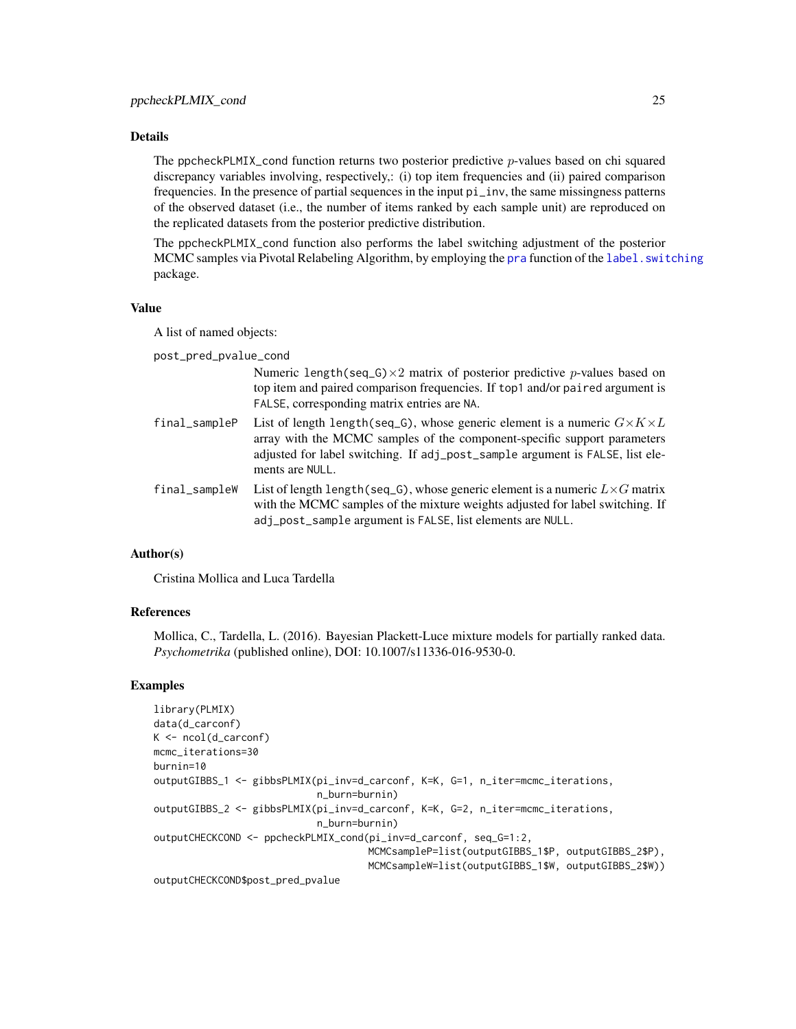## Details

The `ppcheckPLMIX_cond` function returns two posterior predictive $p$-values based on chi squared discrepancy variables involving, respectively,: (i) top item frequencies and (ii) paired comparison frequencies. In the presence of partial sequences in the input `pi_inv`, the same missingness patterns of the observed dataset (i.e., the number of items ranked by each sample unit) are reproduced on the replicated datasets from the posterior predictive distribution.

The `ppcheckPLMIX_cond` function also performs the label switching adjustment of the posterior MCMC samples via Pivotal Relabeling Algorithm, by employing the `pra` function of the `label.switching` package.

## Value

A list of named objects:

`post_pred_pvalue_cond`
: Numeric `length(seq_G)`$\times 2$ matrix of posterior predictive $p$-values based on top item and paired comparison frequencies. If `top1` and/or `paired` argument is `FALSE`, corresponding matrix entries are `NA`.

`final_sampleP`
: List of length `length(seq_G)`, whose generic element is a numeric $G \times K \times L$ array with the MCMC samples of the component-specific support parameters adjusted for label switching. If `adj_post_sample` argument is `FALSE`, list elements are `NULL`.

`final_sampleW`
: List of length `length(seq_G)`, whose generic element is a numeric $L \times G$ matrix with the MCMC samples of the mixture weights adjusted for label switching. If `adj_post_sample` argument is `FALSE`, list elements are `NULL`.

## Author(s)

Cristina Mollica and Luca Tardella

## References

Mollica, C., Tardella, L. (2016). Bayesian Plackett-Luce mixture models for partially ranked data. *Psychometrika* (published online), DOI: 10.1007/s11336-016-9530-0.

## Examples

```
library(PLMIX)
data(d_carconf)
K <- ncol(d_carconf)
mcmc_iterations=30
burnin=10
outputGIBBS_1 <- gibbsPLMIX(pi_inv=d_carconf, K=K, G=1, n_iter=mcmc_iterations,
                            n_burn=burnin)
outputGIBBS_2 <- gibbsPLMIX(pi_inv=d_carconf, K=K, G=2, n_iter=mcmc_iterations,
                            n_burn=burnin)
outputCHECKCOND <- ppcheckPLMIX_cond(pi_inv=d_carconf, seq_G=1:2,
                                    MCMCsampleP=list(outputGIBBS_1$P, outputGIBBS_2$P),
                                    MCMCsampleW=list(outputGIBBS_1$W, outputGIBBS_2$W))
outputCHECKCOND$post_pred_pvalue
```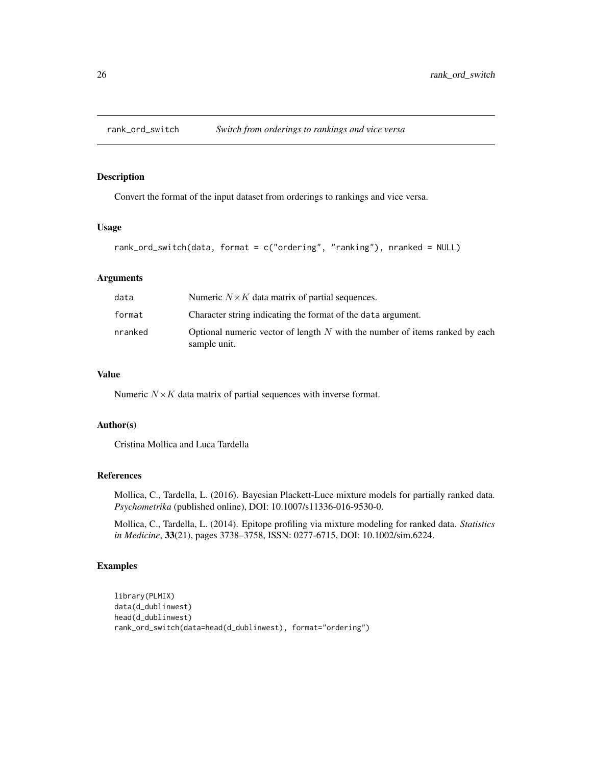# rank_ord_switch — *Switch from orderings to rankings and vice versa*

### Description

Convert the format of the input dataset from orderings to rankings and vice versa.

### Usage

```
rank_ord_switch(data, format = c("ordering", "ranking"), nranked = NULL)
```

### Arguments

| | |
|---|---|
| data | Numeric $N \times K$ data matrix of partial sequences. |
| format | Character string indicating the format of the data argument. |
| nranked | Optional numeric vector of length $N$ with the number of items ranked by each sample unit. |

### Value

Numeric $N \times K$ data matrix of partial sequences with inverse format.

### Author(s)

Cristina Mollica and Luca Tardella

### References

Mollica, C., Tardella, L. (2016). Bayesian Plackett-Luce mixture models for partially ranked data. *Psychometrika* (published online), DOI: 10.1007/s11336-016-9530-0.

Mollica, C., Tardella, L. (2014). Epitope profiling via mixture modeling for ranked data. *Statistics in Medicine*, **33**(21), pages 3738–3758, ISSN: 0277-6715, DOI: 10.1002/sim.6224.

### Examples

```
library(PLMIX)
data(d_dublinwest)
head(d_dublinwest)
rank_ord_switch(data=head(d_dublinwest), format="ordering")
```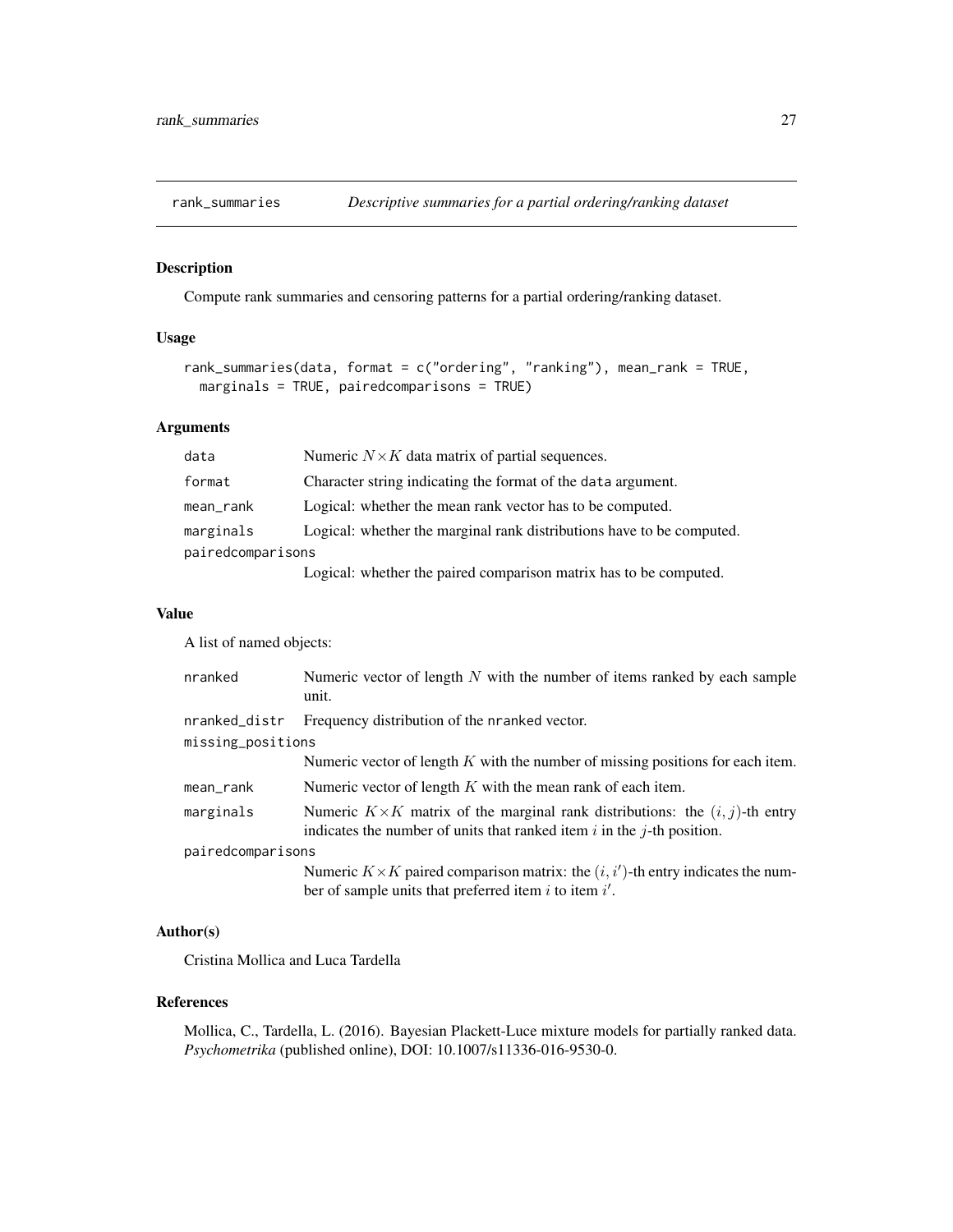## rank_summaries — *Descriptive summaries for a partial ordering/ranking dataset*

### Description

Compute rank summaries and censoring patterns for a partial ordering/ranking dataset.

### Usage

```
rank_summaries(data, format = c("ordering", "ranking"), mean_rank = TRUE,
  marginals = TRUE, pairedcomparisons = TRUE)
```

### Arguments

| | |
|---|---|
| `data` | Numeric $N \times K$ data matrix of partial sequences. |
| `format` | Character string indicating the format of the `data` argument. |
| `mean_rank` | Logical: whether the mean rank vector has to be computed. |
| `marginals` | Logical: whether the marginal rank distributions have to be computed. |
| `pairedcomparisons` | Logical: whether the paired comparison matrix has to be computed. |

### Value

A list of named objects:

| | |
|---|---|
| `nranked` | Numeric vector of length $N$ with the number of items ranked by each sample unit. |
| `nranked_distr` | Frequency distribution of the `nranked` vector. |
| `missing_positions` | Numeric vector of length $K$ with the number of missing positions for each item. |
| `mean_rank` | Numeric vector of length $K$ with the mean rank of each item. |
| `marginals` | Numeric $K \times K$ matrix of the marginal rank distributions: the $(i, j)$-th entry indicates the number of units that ranked item $i$ in the $j$-th position. |
| `pairedcomparisons` | Numeric $K \times K$ paired comparison matrix: the $(i, i')$-th entry indicates the number of sample units that preferred item $i$ to item $i'$. |

### Author(s)

Cristina Mollica and Luca Tardella

### References

Mollica, C., Tardella, L. (2016). Bayesian Plackett-Luce mixture models for partially ranked data. *Psychometrika* (published online), DOI: 10.1007/s11336-016-9530-0.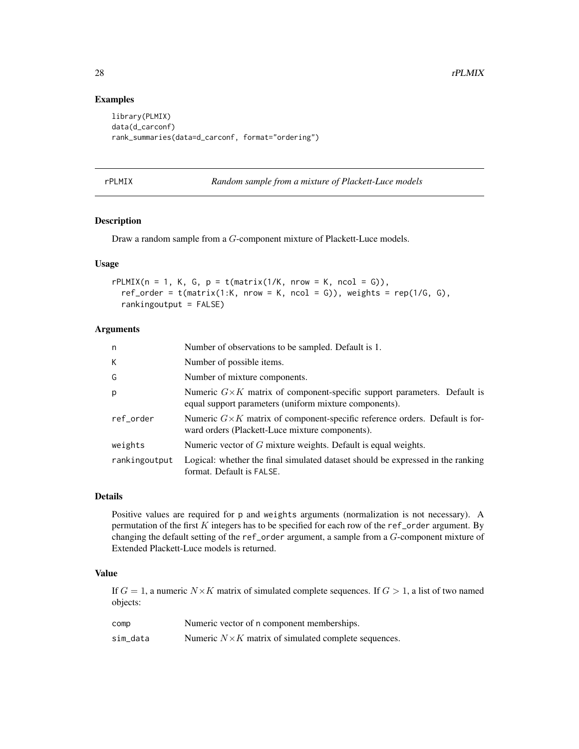## Examples

```
library(PLMIX)
data(d_carconf)
rank_summaries(data=d_carconf, format="ordering")
```

---

## rPLMIX — *Random sample from a mixture of Plackett-Luce models*

---

### Description

Draw a random sample from a $G$-component mixture of Plackett-Luce models.

### Usage

```
rPLMIX(n = 1, K, G, p = t(matrix(1/K, nrow = K, ncol = G)),
  ref_order = t(matrix(1:K, nrow = K, ncol = G)), weights = rep(1/G, G),
  rankingoutput = FALSE)
```

### Arguments

| | |
|---|---|
| n | Number of observations to be sampled. Default is 1. |
| K | Number of possible items. |
| G | Number of mixture components. |
| p | Numeric $G \times K$ matrix of component-specific support parameters. Default is equal support parameters (uniform mixture components). |
| ref_order | Numeric $G \times K$ matrix of component-specific reference orders. Default is forward orders (Plackett-Luce mixture components). |
| weights | Numeric vector of $G$ mixture weights. Default is equal weights. |
| rankingoutput | Logical: whether the final simulated dataset should be expressed in the ranking format. Default is FALSE. |

### Details

Positive values are required for p and weights arguments (normalization is not necessary). A permutation of the first $K$ integers has to be specified for each row of the ref_order argument. By changing the default setting of the ref_order argument, a sample from a $G$-component mixture of Extended Plackett-Luce models is returned.

### Value

If $G = 1$, a numeric $N \times K$ matrix of simulated complete sequences. If $G > 1$, a list of two named objects:

| | |
|---|---|
| comp | Numeric vector of n component memberships. |
| sim_data | Numeric $N \times K$ matrix of simulated complete sequences. |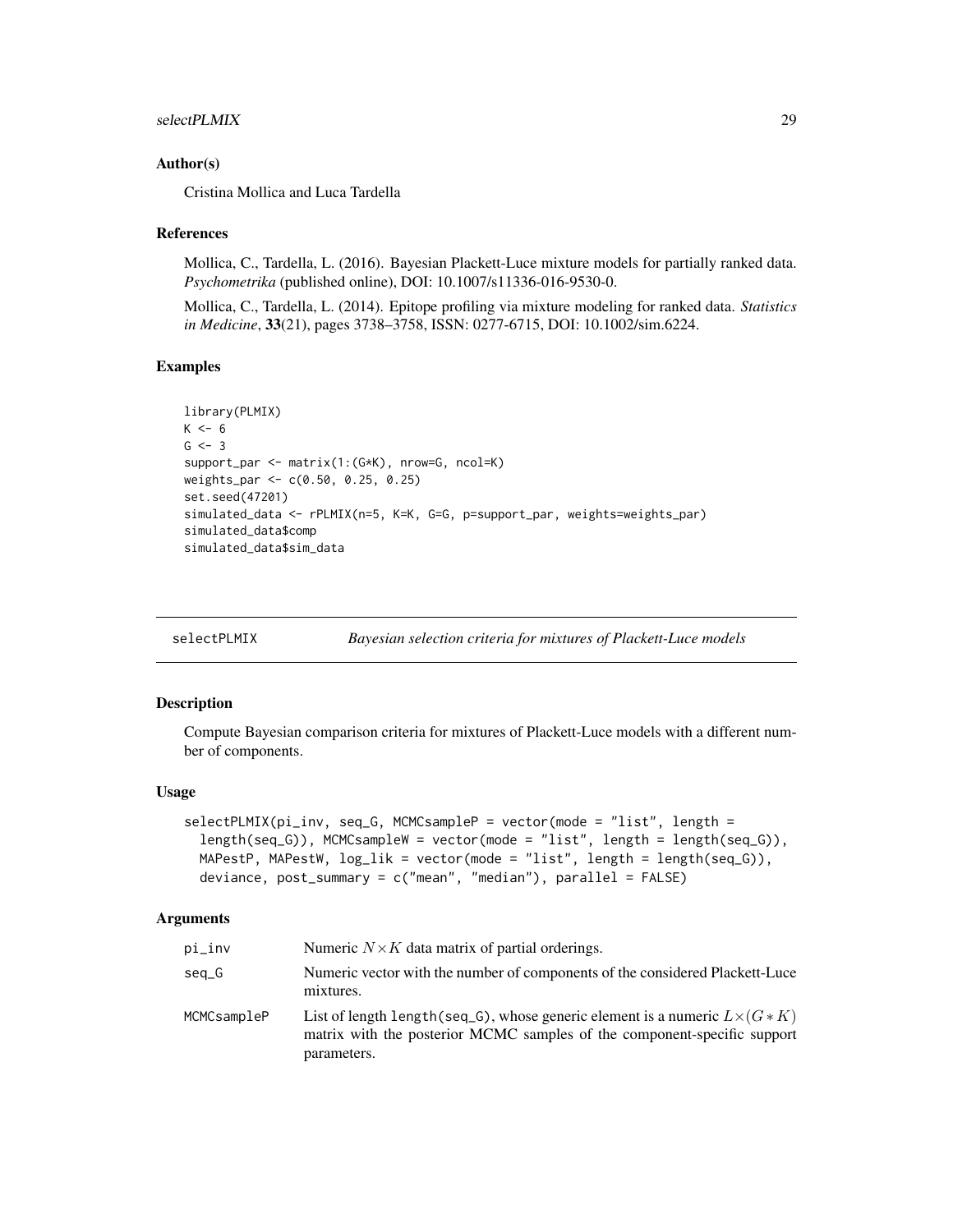### Author(s)

Cristina Mollica and Luca Tardella

### References

Mollica, C., Tardella, L. (2016). Bayesian Plackett-Luce mixture models for partially ranked data. *Psychometrika* (published online), DOI: 10.1007/s11336-016-9530-0.

Mollica, C., Tardella, L. (2014). Epitope profiling via mixture modeling for ranked data. *Statistics in Medicine*, **33**(21), pages 3738–3758, ISSN: 0277-6715, DOI: 10.1002/sim.6224.

### Examples

```
library(PLMIX)
K <- 6
G <- 3
support_par <- matrix(1:(G*K), nrow=G, ncol=K)
weights_par <- c(0.50, 0.25, 0.25)
set.seed(47201)
simulated_data <- rPLMIX(n=5, K=K, G=G, p=support_par, weights=weights_par)
simulated_data$comp
simulated_data$sim_data
```

---

## selectPLMIX — *Bayesian selection criteria for mixtures of Plackett-Luce models*

### Description

Compute Bayesian comparison criteria for mixtures of Plackett-Luce models with a different number of components.

### Usage

```
selectPLMIX(pi_inv, seq_G, MCMCsampleP = vector(mode = "list", length =
  length(seq_G)), MCMCsampleW = vector(mode = "list", length = length(seq_G)),
  MAPestP, MAPestW, log_lik = vector(mode = "list", length = length(seq_G)),
  deviance, post_summary = c("mean", "median"), parallel = FALSE)
```

### Arguments

| | |
|---|---|
| pi_inv | Numeric $N \times K$ data matrix of partial orderings. |
| seq_G | Numeric vector with the number of components of the considered Plackett-Luce mixtures. |
| MCMCsampleP | List of length `length(seq_G)`, whose generic element is a numeric $L \times (G * K)$ matrix with the posterior MCMC samples of the component-specific support parameters. |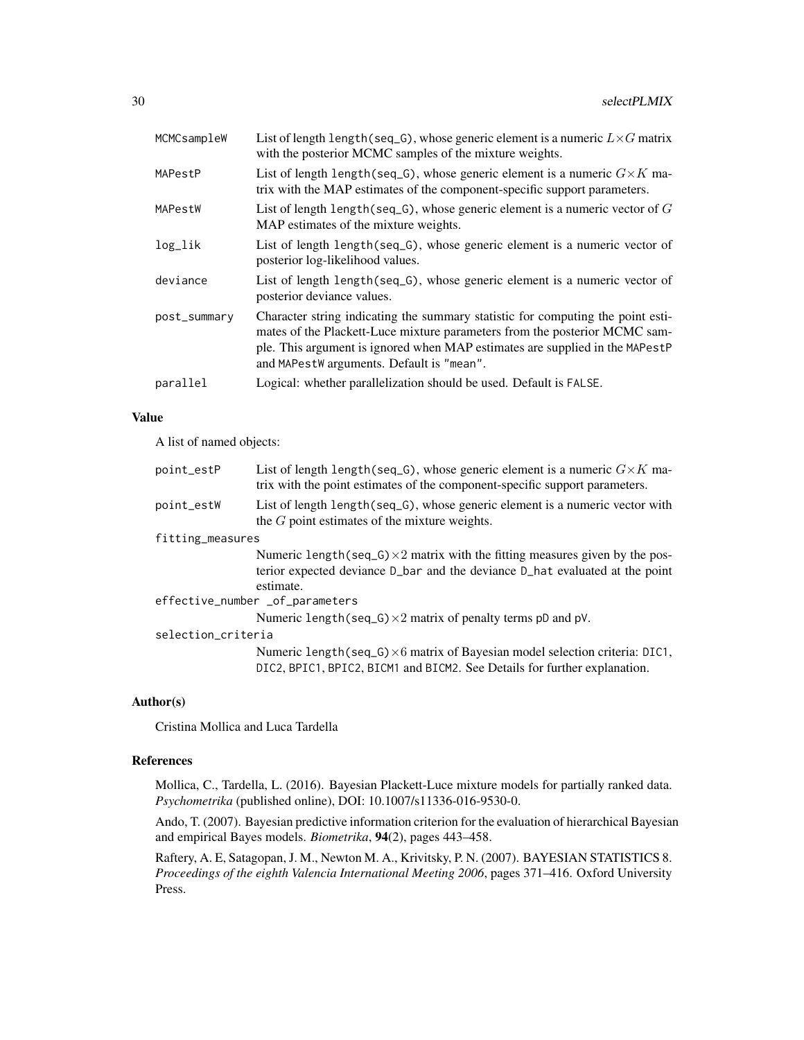| | |
|---|---|
| MCMCsampleW | List of length length(seq_G), whose generic element is a numeric $L \times G$ matrix with the posterior MCMC samples of the mixture weights. |
| MAPestP | List of length length(seq_G), whose generic element is a numeric $G \times K$ matrix with the MAP estimates of the component-specific support parameters. |
| MAPestW | List of length length(seq_G), whose generic element is a numeric vector of $G$ MAP estimates of the mixture weights. |
| log_lik | List of length length(seq_G), whose generic element is a numeric vector of posterior log-likelihood values. |
| deviance | List of length length(seq_G), whose generic element is a numeric vector of posterior deviance values. |
| post_summary | Character string indicating the summary statistic for computing the point estimates of the Plackett-Luce mixture parameters from the posterior MCMC sample. This argument is ignored when MAP estimates are supplied in the MAPestP and MAPestW arguments. Default is "mean". |
| parallel | Logical: whether parallelization should be used. Default is FALSE. |

## Value

A list of named objects:

| | |
|---|---|
| point_estP | List of length length(seq_G), whose generic element is a numeric $G \times K$ matrix with the point estimates of the component-specific support parameters. |
| point_estW | List of length length(seq_G), whose generic element is a numeric vector with the $G$ point estimates of the mixture weights. |
| fitting_measures | Numeric length(seq_G)$\times 2$ matrix with the fitting measures given by the posterior expected deviance D_bar and the deviance D_hat evaluated at the point estimate. |
| effective_number _of_parameters | Numeric length(seq_G)$\times 2$ matrix of penalty terms pD and pV. |
| selection_criteria | Numeric length(seq_G)$\times 6$ matrix of Bayesian model selection criteria: DIC1, DIC2, BPIC1, BPIC2, BICM1 and BICM2. See Details for further explanation. |

## Author(s)

Cristina Mollica and Luca Tardella

## References

Mollica, C., Tardella, L. (2016). Bayesian Plackett-Luce mixture models for partially ranked data. *Psychometrika* (published online), DOI: 10.1007/s11336-016-9530-0.

Ando, T. (2007). Bayesian predictive information criterion for the evaluation of hierarchical Bayesian and empirical Bayes models. *Biometrika*, **94**(2), pages 443–458.

Raftery, A. E, Satagopan, J. M., Newton M. A., Krivitsky, P. N. (2007). BAYESIAN STATISTICS 8. *Proceedings of the eighth Valencia International Meeting 2006*, pages 371–416. Oxford University Press.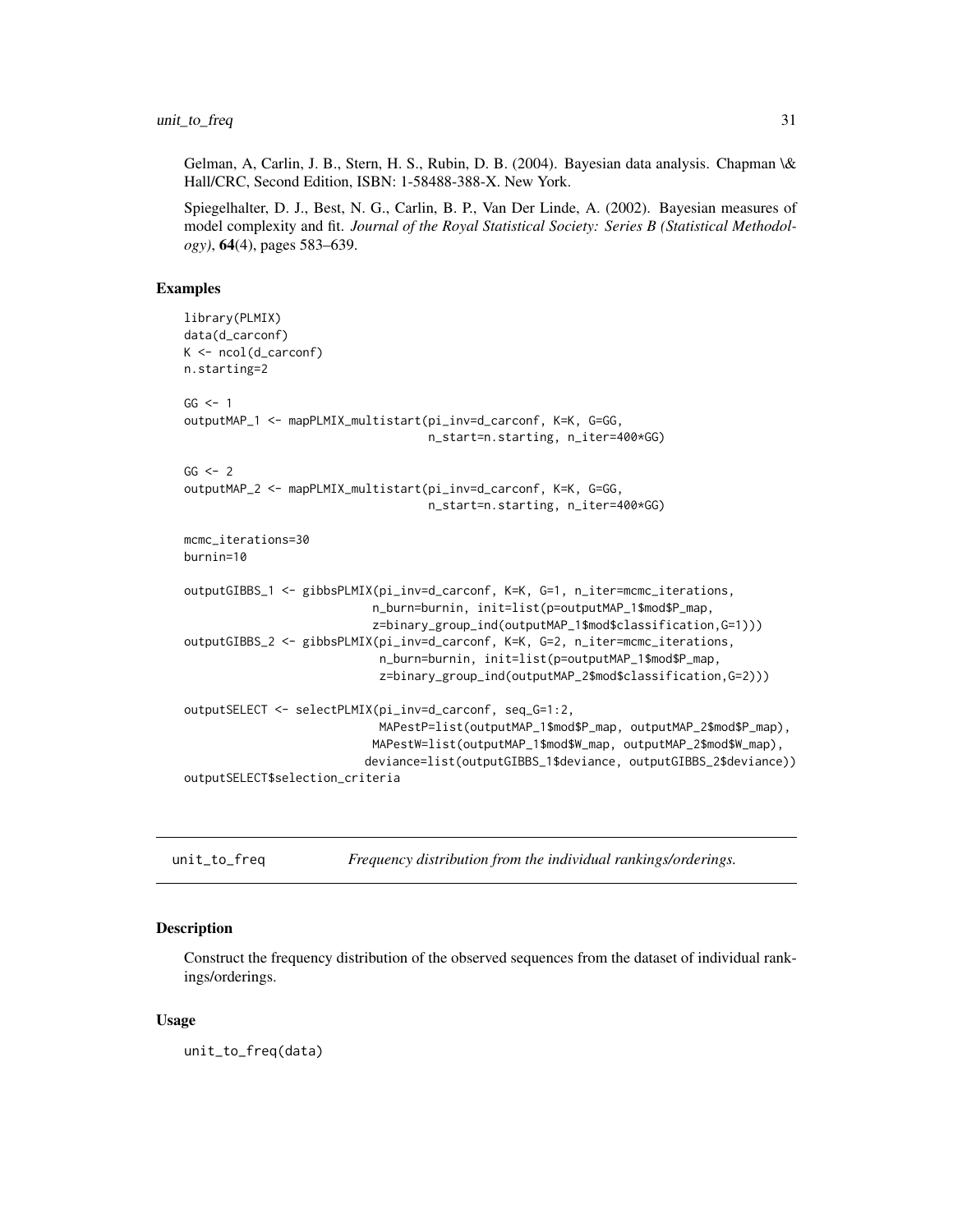Gelman, A, Carlin, J. B., Stern, H. S., Rubin, D. B. (2004). Bayesian data analysis. Chapman \& Hall/CRC, Second Edition, ISBN: 1-58488-388-X. New York.

Spiegelhalter, D. J., Best, N. G., Carlin, B. P., Van Der Linde, A. (2002). Bayesian measures of model complexity and fit. *Journal of the Royal Statistical Society: Series B (Statistical Methodology)*, **64**(4), pages 583–639.

### Examples

```
library(PLMIX)
data(d_carconf)
K <- ncol(d_carconf)
n.starting=2

GG <- 1
outputMAP_1 <- mapPLMIX_multistart(pi_inv=d_carconf, K=K, G=GG,
                                   n_start=n.starting, n_iter=400*GG)

GG <- 2
outputMAP_2 <- mapPLMIX_multistart(pi_inv=d_carconf, K=K, G=GG,
                                   n_start=n.starting, n_iter=400*GG)

mcmc_iterations=30
burnin=10

outputGIBBS_1 <- gibbsPLMIX(pi_inv=d_carconf, K=K, G=1, n_iter=mcmc_iterations,
                           n_burn=burnin, init=list(p=outputMAP_1$mod$P_map,
                           z=binary_group_ind(outputMAP_1$mod$classification,G=1)))
outputGIBBS_2 <- gibbsPLMIX(pi_inv=d_carconf, K=K, G=2, n_iter=mcmc_iterations,
                            n_burn=burnin, init=list(p=outputMAP_1$mod$P_map,
                            z=binary_group_ind(outputMAP_2$mod$classification,G=2)))

outputSELECT <- selectPLMIX(pi_inv=d_carconf, seq_G=1:2,
                            MAPestP=list(outputMAP_1$mod$P_map, outputMAP_2$mod$P_map),
                           MAPestW=list(outputMAP_1$mod$W_map, outputMAP_2$mod$W_map),
                          deviance=list(outputGIBBS_1$deviance, outputGIBBS_2$deviance))
outputSELECT$selection_criteria
```

---

## unit_to_freq — *Frequency distribution from the individual rankings/orderings.*

### Description

Construct the frequency distribution of the observed sequences from the dataset of individual rankings/orderings.

### Usage

```
unit_to_freq(data)
```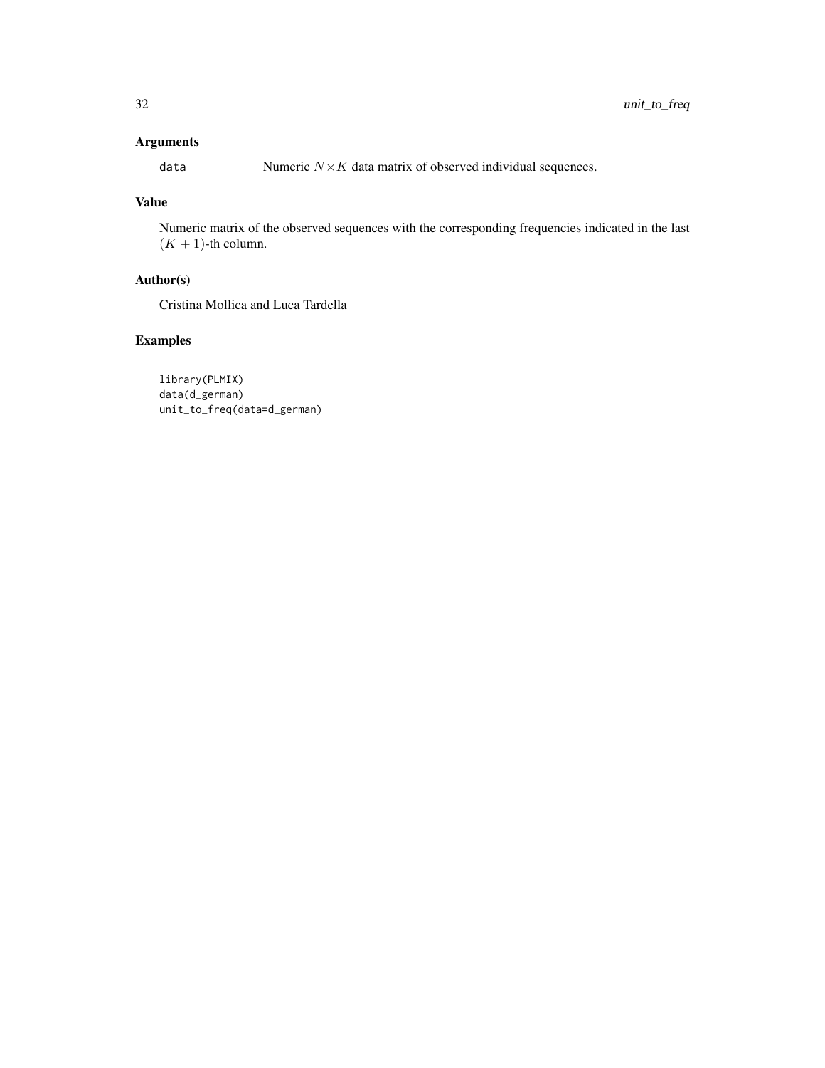## Arguments

data Numeric $N \times K$ data matrix of observed individual sequences.

## Value

Numeric matrix of the observed sequences with the corresponding frequencies indicated in the last $(K + 1)$-th column.

## Author(s)

Cristina Mollica and Luca Tardella

## Examples

```
library(PLMIX)
data(d_german)
unit_to_freq(data=d_german)
```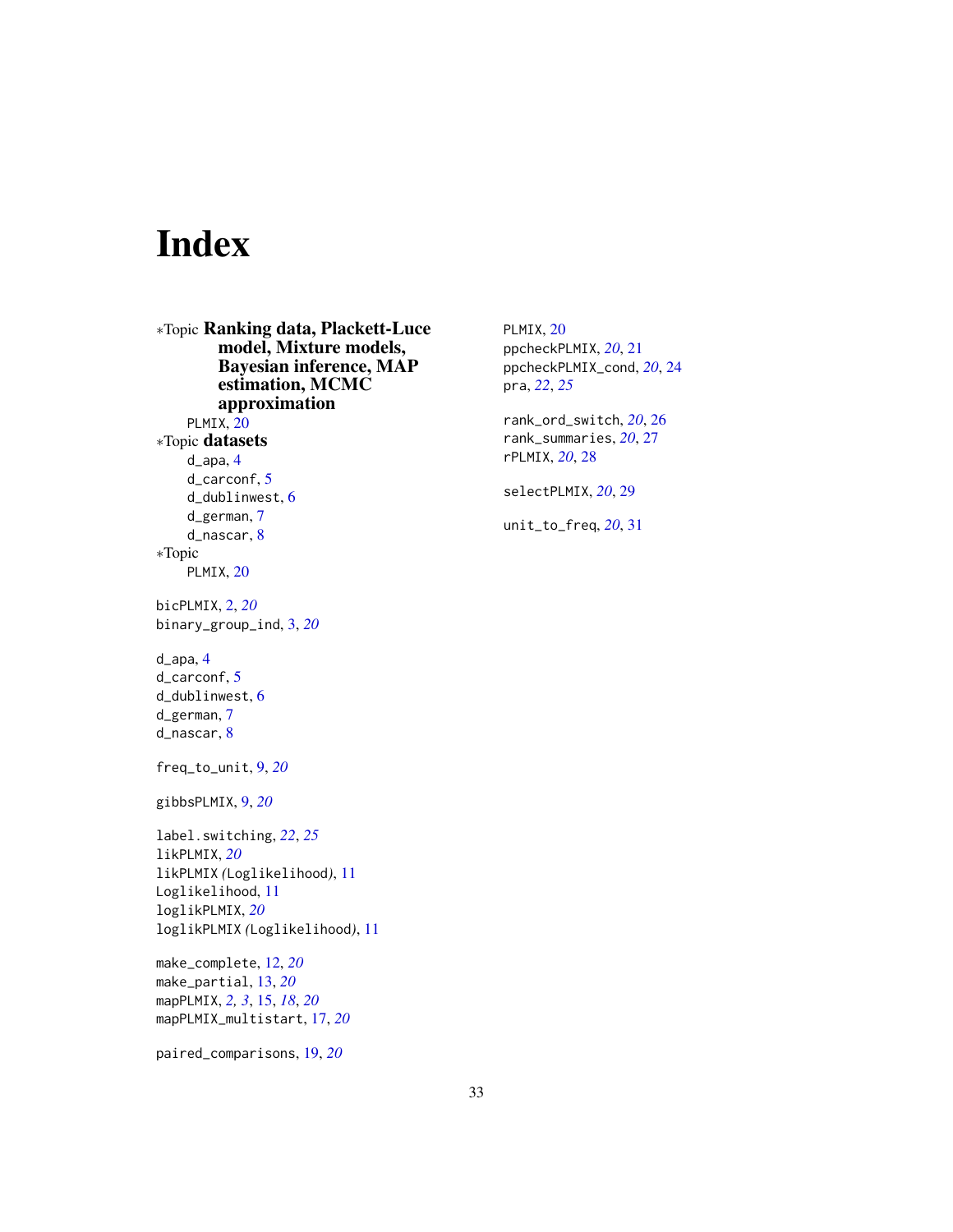# Index

*Topic **Ranking data, Plackett-Luce model, Mixture models, Bayesian inference, MAP estimation, MCMC approximation**
- PLMIX, 20

*Topic **datasets**
- d_apa, 4
- d_carconf, 5
- d_dublinwest, 6
- d_german, 7
- d_nascar, 8

*Topic
- PLMIX, 20

bicPLMIX, 2, *20*
binary_group_ind, 3, *20*

d_apa, 4
d_carconf, 5
d_dublinwest, 6
d_german, 7
d_nascar, 8

freq_to_unit, 9, *20*

gibbsPLMIX, 9, *20*

label.switching, *22*, *25*
likPLMIX, *20*
likPLMIX *(*Loglikelihood*)*, 11
Loglikelihood, 11
loglikPLMIX, *20*
loglikPLMIX *(*Loglikelihood*)*, 11

make_complete, 12, *20*
make_partial, 13, *20*
mapPLMIX, *2, 3*, 15, *18*, *20*
mapPLMIX_multistart, 17, *20*

paired_comparisons, 19, *20*
PLMIX, 20
ppcheckPLMIX, *20*, 21
ppcheckPLMIX_cond, *20*, 24
pra, *22*, *25*

rank_ord_switch, *20*, 26
rank_summaries, *20*, 27
rPLMIX, *20*, 28

selectPLMIX, *20*, 29

unit_to_freq, *20*, 31